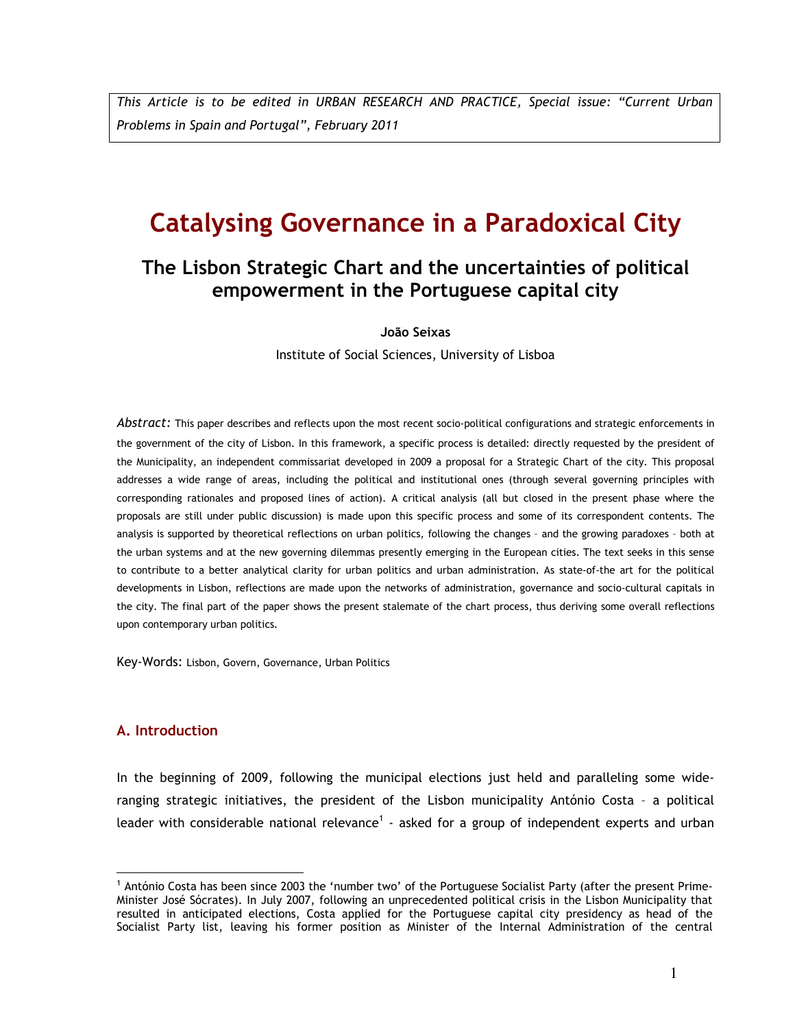*This Article is to be edited in URBAN RESEARCH AND PRACTICE, Special issue: "Current Urban Problems in Spain and Portugal", February 2011*

# Catalysing Governance in a Paradoxical City

## The Lisbon Strategic Chart and the uncertainties of political empowerment in the Portuguese capital city

**João Seixas**

Institute of Social Sciences, University of Lisboa

*Abstract:* This paper describes and reflects upon the most recent socio-political configurations and strategic enforcements in the government of the city of Lisbon. In this framework, a specific process is detailed: directly requested by the president of the Municipality, an independent commissariat developed in 2009 a proposal for a Strategic Chart of the city. This proposal addresses a wide range of areas, including the political and institutional ones (through several governing principles with corresponding rationales and proposed lines of action). A critical analysis (all but closed in the present phase where the proposals are still under public discussion) is made upon this specific process and some of its correspondent contents. The analysis is supported by theoretical reflections on urban politics, following the changes – and the growing paradoxes – both at the urban systems and at the new governing dilemmas presently emerging in the European cities. The text seeks in this sense to contribute to a better analytical clarity for urban politics and urban administration. As state-of-the art for the political developments in Lisbon, reflections are made upon the networks of administration, governance and socio-cultural capitals in the city. The final part of the paper shows the present stalemate of the chart process, thus deriving some overall reflections upon contemporary urban politics.

Key-Words: Lisbon, Govern, Governance, Urban Politics

### A. Introduction

In the beginning of 2009, following the municipal elections just held and paralleling some wide-ranging strategic initiatives, the president of the Lisbon municipality António Costa – a political leader with considerable national relevance[1] - asked for a group of independent experts and urban

[1] António Costa has been since 2003 the 'number two' of the Portuguese Socialist Party (after the present Prime-Minister José Sócrates). In July 2007, following an unprecedented political crisis in the Lisbon Municipality that resulted in anticipated elections, Costa applied for the Portuguese capital city presidency as head of the Socialist Party list, leaving his former position as Minister of the Internal Administration of the central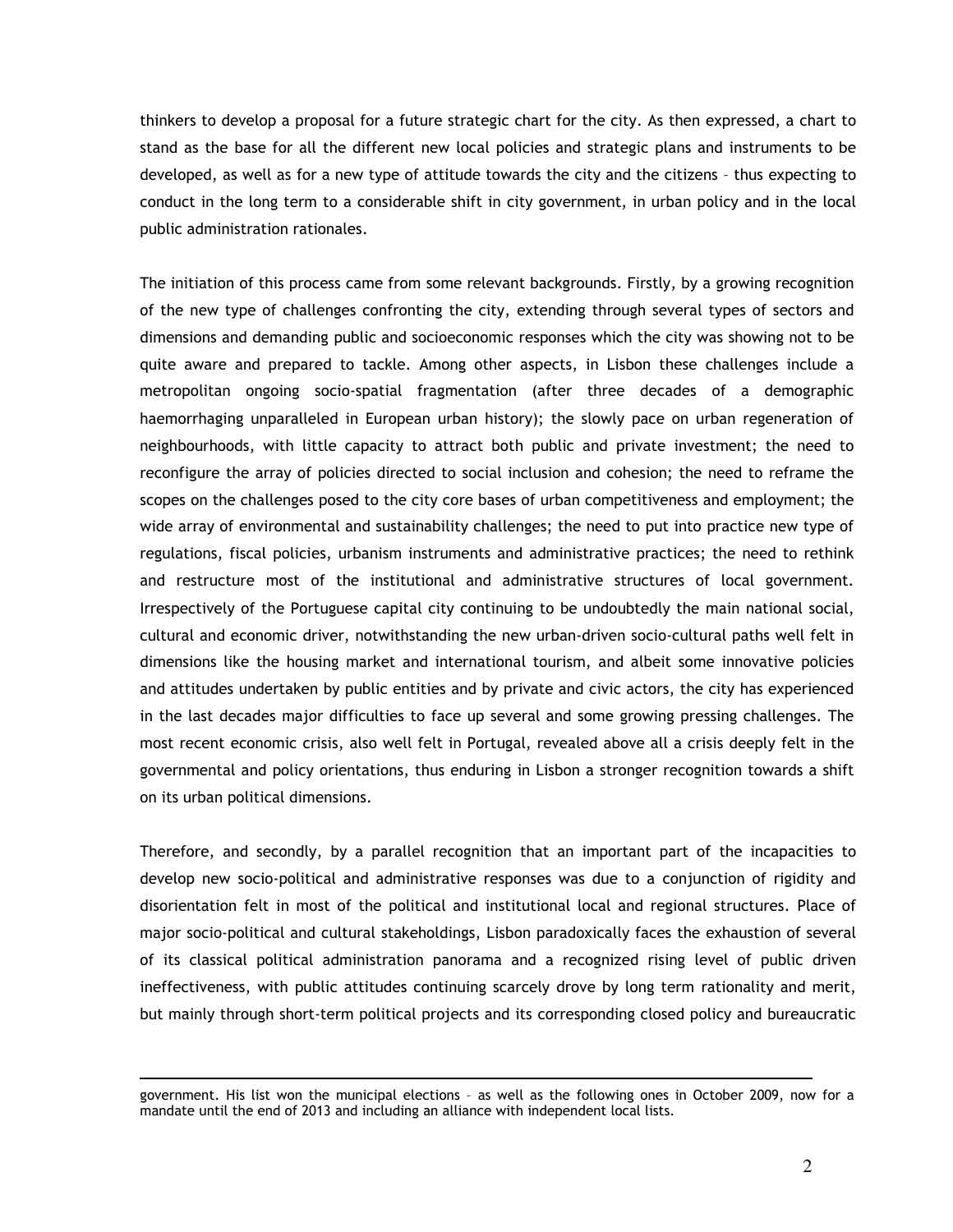thinkers to develop a proposal for a future strategic chart for the city. As then expressed, a chart to stand as the base for all the different new local policies and strategic plans and instruments to be developed, as well as for a new type of attitude towards the city and the citizens – thus expecting to conduct in the long term to a considerable shift in city government, in urban policy and in the local public administration rationales.

The initiation of this process came from some relevant backgrounds. Firstly, by a growing recognition of the new type of challenges confronting the city, extending through several types of sectors and dimensions and demanding public and socioeconomic responses which the city was showing not to be quite aware and prepared to tackle. Among other aspects, in Lisbon these challenges include a metropolitan ongoing socio-spatial fragmentation (after three decades of a demographic haemorrhaging unparalleled in European urban history); the slowly pace on urban regeneration of neighbourhoods, with little capacity to attract both public and private investment; the need to reconfigure the array of policies directed to social inclusion and cohesion; the need to reframe the scopes on the challenges posed to the city core bases of urban competitiveness and employment; the wide array of environmental and sustainability challenges; the need to put into practice new type of regulations, fiscal policies, urbanism instruments and administrative practices; the need to rethink and restructure most of the institutional and administrative structures of local government. Irrespectively of the Portuguese capital city continuing to be undoubtedly the main national social, cultural and economic driver, notwithstanding the new urban-driven socio-cultural paths well felt in dimensions like the housing market and international tourism, and albeit some innovative policies and attitudes undertaken by public entities and by private and civic actors, the city has experienced in the last decades major difficulties to face up several and some growing pressing challenges. The most recent economic crisis, also well felt in Portugal, revealed above all a crisis deeply felt in the governmental and policy orientations, thus enduring in Lisbon a stronger recognition towards a shift on its urban political dimensions.

Therefore, and secondly, by a parallel recognition that an important part of the incapacities to develop new socio-political and administrative responses was due to a conjunction of rigidity and disorientation felt in most of the political and institutional local and regional structures. Place of major socio-political and cultural stakeholdings, Lisbon paradoxically faces the exhaustion of several of its classical political administration panorama and a recognized rising level of public driven ineffectiveness, with public attitudes continuing scarcely drove by long term rationality and merit, but mainly through short-term political projects and its corresponding closed policy and bureaucratic

---

government. His list won the municipal elections – as well as the following ones in October 2009, now for a mandate until the end of 2013 and including an alliance with independent local lists.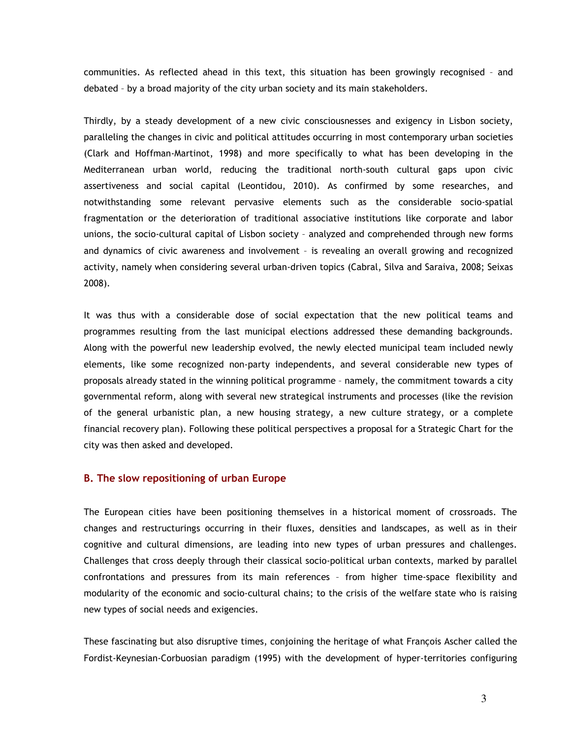communities. As reflected ahead in this text, this situation has been growingly recognised – and debated – by a broad majority of the city urban society and its main stakeholders.

Thirdly, by a steady development of a new civic consciousnesses and exigency in Lisbon society, paralleling the changes in civic and political attitudes occurring in most contemporary urban societies (Clark and Hoffman-Martinot, 1998) and more specifically to what has been developing in the Mediterranean urban world, reducing the traditional north-south cultural gaps upon civic assertiveness and social capital (Leontidou, 2010). As confirmed by some researches, and notwithstanding some relevant pervasive elements such as the considerable socio-spatial fragmentation or the deterioration of traditional associative institutions like corporate and labor unions, the socio-cultural capital of Lisbon society – analyzed and comprehended through new forms and dynamics of civic awareness and involvement – is revealing an overall growing and recognized activity, namely when considering several urban-driven topics (Cabral, Silva and Saraiva, 2008; Seixas 2008).

It was thus with a considerable dose of social expectation that the new political teams and programmes resulting from the last municipal elections addressed these demanding backgrounds. Along with the powerful new leadership evolved, the newly elected municipal team included newly elements, like some recognized non-party independents, and several considerable new types of proposals already stated in the winning political programme – namely, the commitment towards a city governmental reform, along with several new strategical instruments and processes (like the revision of the general urbanistic plan, a new housing strategy, a new culture strategy, or a complete financial recovery plan). Following these political perspectives a proposal for a Strategic Chart for the city was then asked and developed.

### B. The slow repositioning of urban Europe

The European cities have been positioning themselves in a historical moment of crossroads. The changes and restructurings occurring in their fluxes, densities and landscapes, as well as in their cognitive and cultural dimensions, are leading into new types of urban pressures and challenges. Challenges that cross deeply through their classical socio-political urban contexts, marked by parallel confrontations and pressures from its main references – from higher time-space flexibility and modularity of the economic and socio-cultural chains; to the crisis of the welfare state who is raising new types of social needs and exigencies.

These fascinating but also disruptive times, conjoining the heritage of what François Ascher called the Fordist-Keynesian-Corbuosian paradigm (1995) with the development of hyper-territories configuring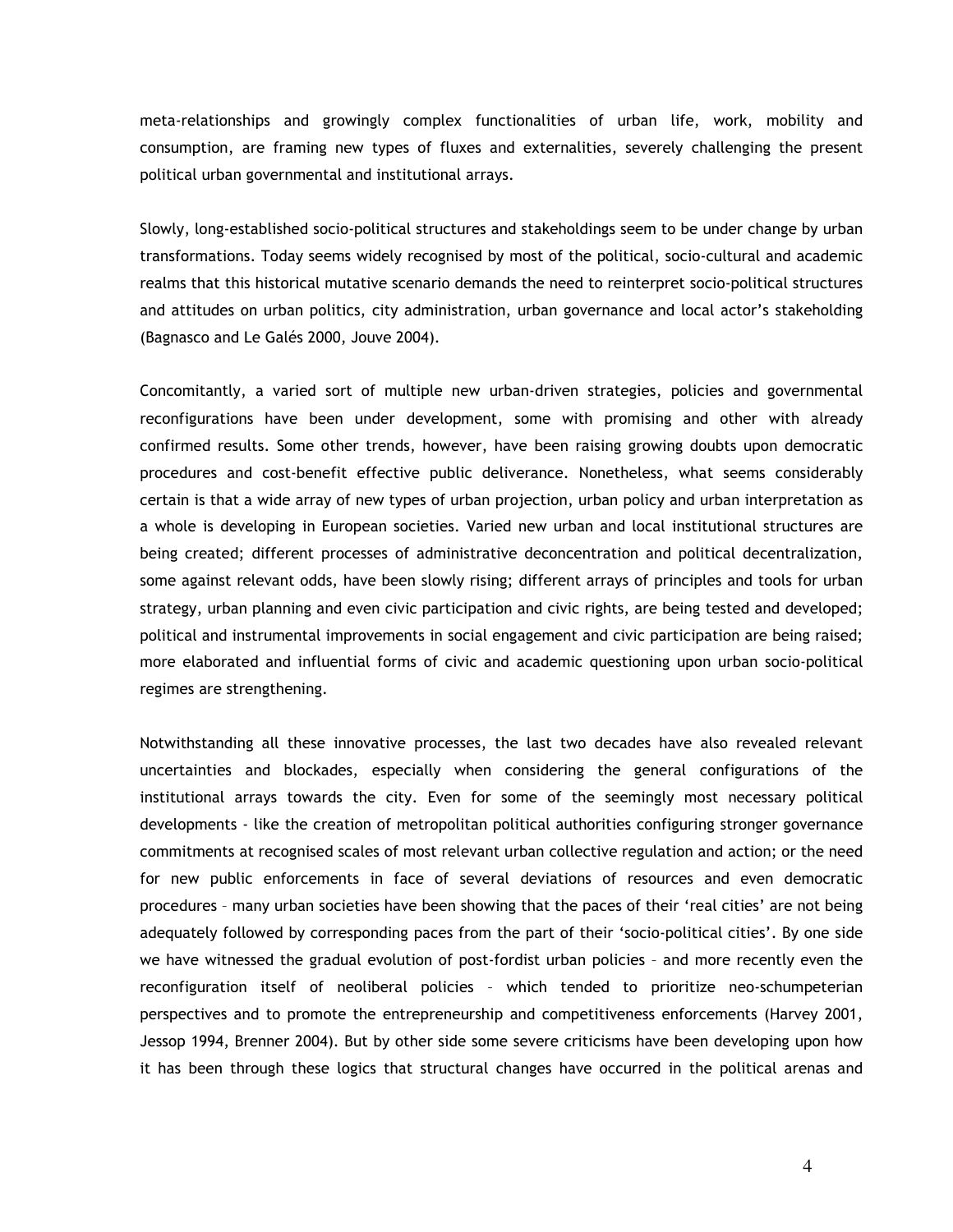meta-relationships and growingly complex functionalities of urban life, work, mobility and consumption, are framing new types of fluxes and externalities, severely challenging the present political urban governmental and institutional arrays.

Slowly, long-established socio-political structures and stakeholdings seem to be under change by urban transformations. Today seems widely recognised by most of the political, socio-cultural and academic realms that this historical mutative scenario demands the need to reinterpret socio-political structures and attitudes on urban politics, city administration, urban governance and local actor's stakeholding (Bagnasco and Le Galés 2000, Jouve 2004).

Concomitantly, a varied sort of multiple new urban-driven strategies, policies and governmental reconfigurations have been under development, some with promising and other with already confirmed results. Some other trends, however, have been raising growing doubts upon democratic procedures and cost-benefit effective public deliverance. Nonetheless, what seems considerably certain is that a wide array of new types of urban projection, urban policy and urban interpretation as a whole is developing in European societies. Varied new urban and local institutional structures are being created; different processes of administrative deconcentration and political decentralization, some against relevant odds, have been slowly rising; different arrays of principles and tools for urban strategy, urban planning and even civic participation and civic rights, are being tested and developed; political and instrumental improvements in social engagement and civic participation are being raised; more elaborated and influential forms of civic and academic questioning upon urban socio-political regimes are strengthening.

Notwithstanding all these innovative processes, the last two decades have also revealed relevant uncertainties and blockades, especially when considering the general configurations of the institutional arrays towards the city. Even for some of the seemingly most necessary political developments - like the creation of metropolitan political authorities configuring stronger governance commitments at recognised scales of most relevant urban collective regulation and action; or the need for new public enforcements in face of several deviations of resources and even democratic procedures – many urban societies have been showing that the paces of their 'real cities' are not being adequately followed by corresponding paces from the part of their 'socio-political cities'. By one side we have witnessed the gradual evolution of post-fordist urban policies – and more recently even the reconfiguration itself of neoliberal policies – which tended to prioritize neo-schumpeterian perspectives and to promote the entrepreneurship and competitiveness enforcements (Harvey 2001, Jessop 1994, Brenner 2004). But by other side some severe criticisms have been developing upon how it has been through these logics that structural changes have occurred in the political arenas and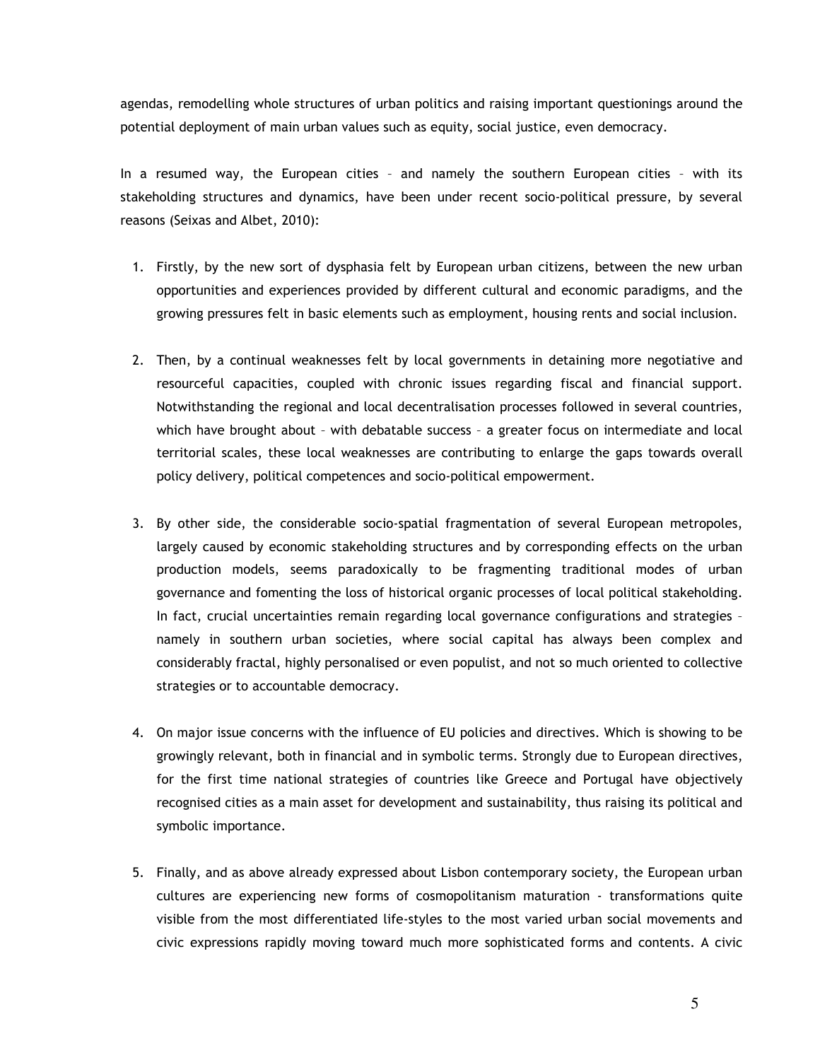agendas, remodelling whole structures of urban politics and raising important questionings around the potential deployment of main urban values such as equity, social justice, even democracy.

In a resumed way, the European cities – and namely the southern European cities – with its stakeholding structures and dynamics, have been under recent socio-political pressure, by several reasons (Seixas and Albet, 2010):

1. Firstly, by the new sort of dysphasia felt by European urban citizens, between the new urban opportunities and experiences provided by different cultural and economic paradigms, and the growing pressures felt in basic elements such as employment, housing rents and social inclusion.

2. Then, by a continual weaknesses felt by local governments in detaining more negotiative and resourceful capacities, coupled with chronic issues regarding fiscal and financial support. Notwithstanding the regional and local decentralisation processes followed in several countries, which have brought about – with debatable success – a greater focus on intermediate and local territorial scales, these local weaknesses are contributing to enlarge the gaps towards overall policy delivery, political competences and socio-political empowerment.

3. By other side, the considerable socio-spatial fragmentation of several European metropoles, largely caused by economic stakeholding structures and by corresponding effects on the urban production models, seems paradoxically to be fragmenting traditional modes of urban governance and fomenting the loss of historical organic processes of local political stakeholding. In fact, crucial uncertainties remain regarding local governance configurations and strategies – namely in southern urban societies, where social capital has always been complex and considerably fractal, highly personalised or even populist, and not so much oriented to collective strategies or to accountable democracy.

4. On major issue concerns with the influence of EU policies and directives. Which is showing to be growingly relevant, both in financial and in symbolic terms. Strongly due to European directives, for the first time national strategies of countries like Greece and Portugal have objectively recognised cities as a main asset for development and sustainability, thus raising its political and symbolic importance.

5. Finally, and as above already expressed about Lisbon contemporary society, the European urban cultures are experiencing new forms of cosmopolitanism maturation - transformations quite visible from the most differentiated life-styles to the most varied urban social movements and civic expressions rapidly moving toward much more sophisticated forms and contents. A civic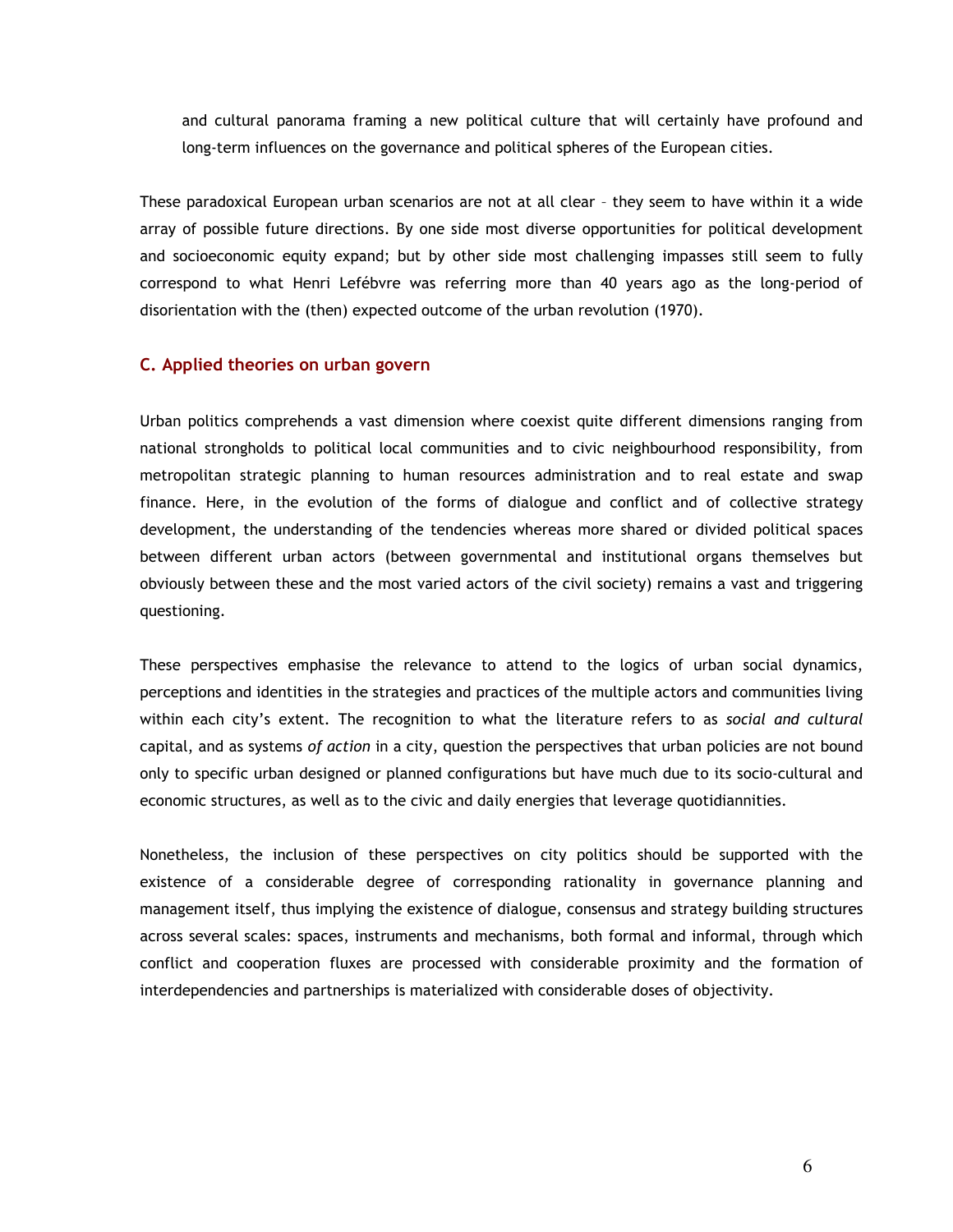and cultural panorama framing a new political culture that will certainly have profound and long-term influences on the governance and political spheres of the European cities.

These paradoxical European urban scenarios are not at all clear – they seem to have within it a wide array of possible future directions. By one side most diverse opportunities for political development and socioeconomic equity expand; but by other side most challenging impasses still seem to fully correspond to what Henri Lefébvre was referring more than 40 years ago as the long-period of disorientation with the (then) expected outcome of the urban revolution (1970).

### C. Applied theories on urban govern

Urban politics comprehends a vast dimension where coexist quite different dimensions ranging from national strongholds to political local communities and to civic neighbourhood responsibility, from metropolitan strategic planning to human resources administration and to real estate and swap finance. Here, in the evolution of the forms of dialogue and conflict and of collective strategy development, the understanding of the tendencies whereas more shared or divided political spaces between different urban actors (between governmental and institutional organs themselves but obviously between these and the most varied actors of the civil society) remains a vast and triggering questioning.

These perspectives emphasise the relevance to attend to the logics of urban social dynamics, perceptions and identities in the strategies and practices of the multiple actors and communities living within each city's extent. The recognition to what the literature refers to as *social and cultural* capital, and as systems *of action* in a city, question the perspectives that urban policies are not bound only to specific urban designed or planned configurations but have much due to its socio-cultural and economic structures, as well as to the civic and daily energies that leverage quotidiannities.

Nonetheless, the inclusion of these perspectives on city politics should be supported with the existence of a considerable degree of corresponding rationality in governance planning and management itself, thus implying the existence of dialogue, consensus and strategy building structures across several scales: spaces, instruments and mechanisms, both formal and informal, through which conflict and cooperation fluxes are processed with considerable proximity and the formation of interdependencies and partnerships is materialized with considerable doses of objectivity.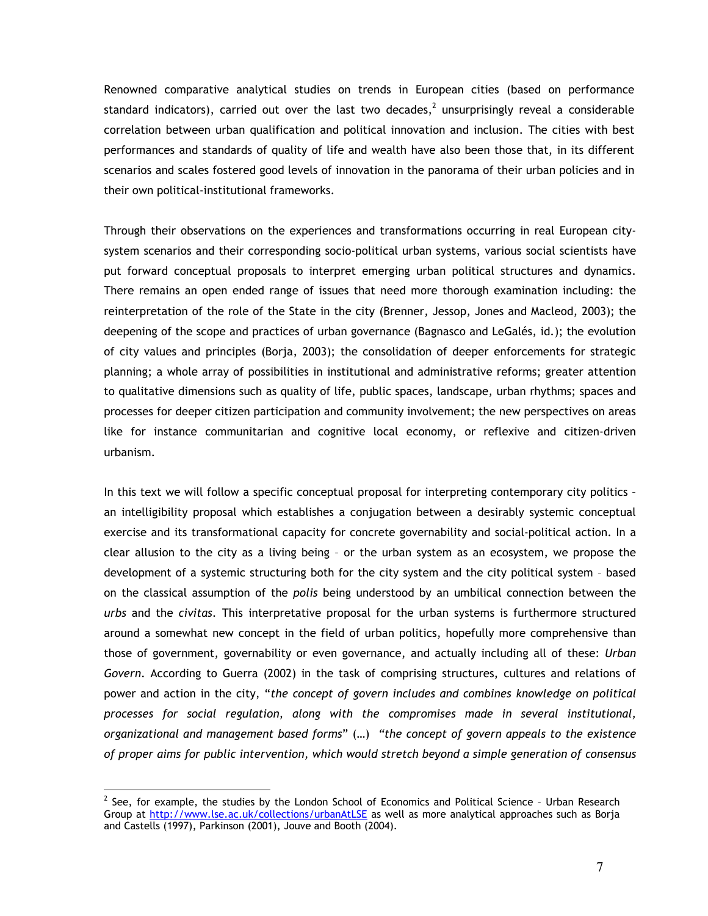Renowned comparative analytical studies on trends in European cities (based on performance standard indicators), carried out over the last two decades,[2] unsurprisingly reveal a considerable correlation between urban qualification and political innovation and inclusion. The cities with best performances and standards of quality of life and wealth have also been those that, in its different scenarios and scales fostered good levels of innovation in the panorama of their urban policies and in their own political-institutional frameworks.

Through their observations on the experiences and transformations occurring in real European city-system scenarios and their corresponding socio-political urban systems, various social scientists have put forward conceptual proposals to interpret emerging urban political structures and dynamics. There remains an open ended range of issues that need more thorough examination including: the reinterpretation of the role of the State in the city (Brenner, Jessop, Jones and Macleod, 2003); the deepening of the scope and practices of urban governance (Bagnasco and LeGalés, id.); the evolution of city values and principles (Borja, 2003); the consolidation of deeper enforcements for strategic planning; a whole array of possibilities in institutional and administrative reforms; greater attention to qualitative dimensions such as quality of life, public spaces, landscape, urban rhythms; spaces and processes for deeper citizen participation and community involvement; the new perspectives on areas like for instance communitarian and cognitive local economy, or reflexive and citizen-driven urbanism.

In this text we will follow a specific conceptual proposal for interpreting contemporary city politics – an intelligibility proposal which establishes a conjugation between a desirably systemic conceptual exercise and its transformational capacity for concrete governability and social-political action. In a clear allusion to the city as a living being – or the urban system as an ecosystem, we propose the development of a systemic structuring both for the city system and the city political system – based on the classical assumption of the *polis* being understood by an umbilical connection between the *urbs* and the *civitas*. This interpretative proposal for the urban systems is furthermore structured around a somewhat new concept in the field of urban politics, hopefully more comprehensive than those of government, governability or even governance, and actually including all of these: *Urban Govern*. According to Guerra (2002) in the task of comprising structures, cultures and relations of power and action in the city, "*the concept of govern includes and combines knowledge on political processes for social regulation, along with the compromises made in several institutional, organizational and management based forms*" (…) "*the concept of govern appeals to the existence of proper aims for public intervention, which would stretch beyond a simple generation of consensus*

---

[2] See, for example, the studies by the London School of Economics and Political Science – Urban Research Group at http://www.lse.ac.uk/collections/urbanAtLSE as well as more analytical approaches such as Borja and Castells (1997), Parkinson (2001), Jouve and Booth (2004).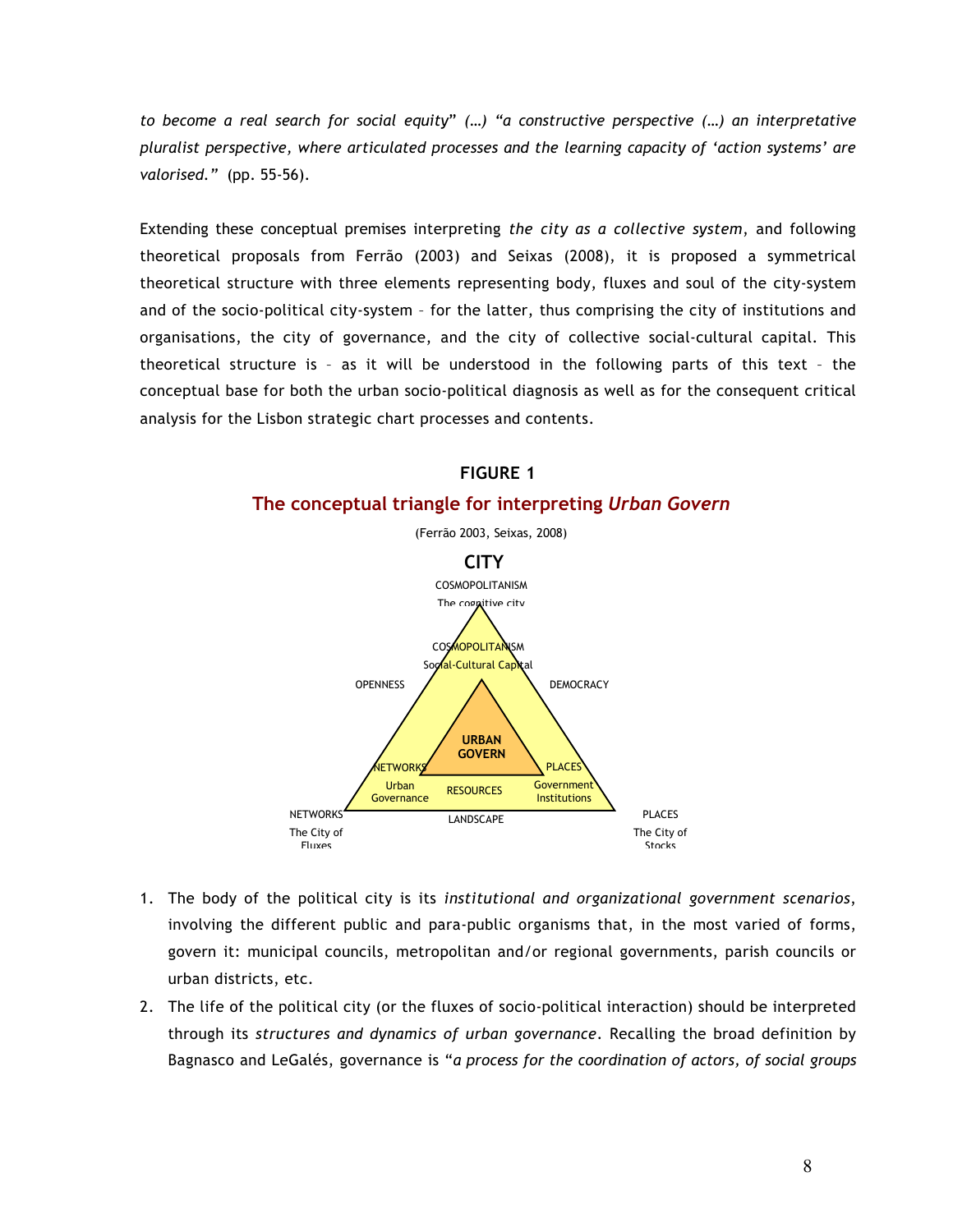*to become a real search for social equity*" *(…) "a constructive perspective (…) an interpretative pluralist perspective, where articulated processes and the learning capacity of 'action systems' are valorised."* (pp. 55-56).

Extending these conceptual premises interpreting *the city as a collective system*, and following theoretical proposals from Ferrão (2003) and Seixas (2008), it is proposed a symmetrical theoretical structure with three elements representing body, fluxes and soul of the city-system and of the socio-political city-system – for the latter, thus comprising the city of institutions and organisations, the city of governance, and the city of collective social-cultural capital. This theoretical structure is – as it will be understood in the following parts of this text – the conceptual base for both the urban socio-political diagnosis as well as for the consequent critical analysis for the Lisbon strategic chart processes and contents.

**FIGURE 1**

**The conceptual triangle for interpreting *Urban Govern***

(Ferrão 2003, Seixas, 2008)

**CITY**

COSMOPOLITANISM
The cognitive city

COSMOPOLITANISM
Social-Cultural Capital

OPENNESS

DEMOCRACY

**URBAN GOVERN**

NETWORKS
Urban Governance

RESOURCES

PLACES
Government Institutions

NETWORKS
The City of Fluxes

LANDSCAPE

PLACES
The City of Stocks

1. The body of the political city is its *institutional and organizational government scenarios*, involving the different public and para-public organisms that, in the most varied of forms, govern it: municipal councils, metropolitan and/or regional governments, parish councils or urban districts, etc.
2. The life of the political city (or the fluxes of socio-political interaction) should be interpreted through its *structures and dynamics of urban governance*. Recalling the broad definition by Bagnasco and LeGalés, governance is "*a process for the coordination of actors, of social groups*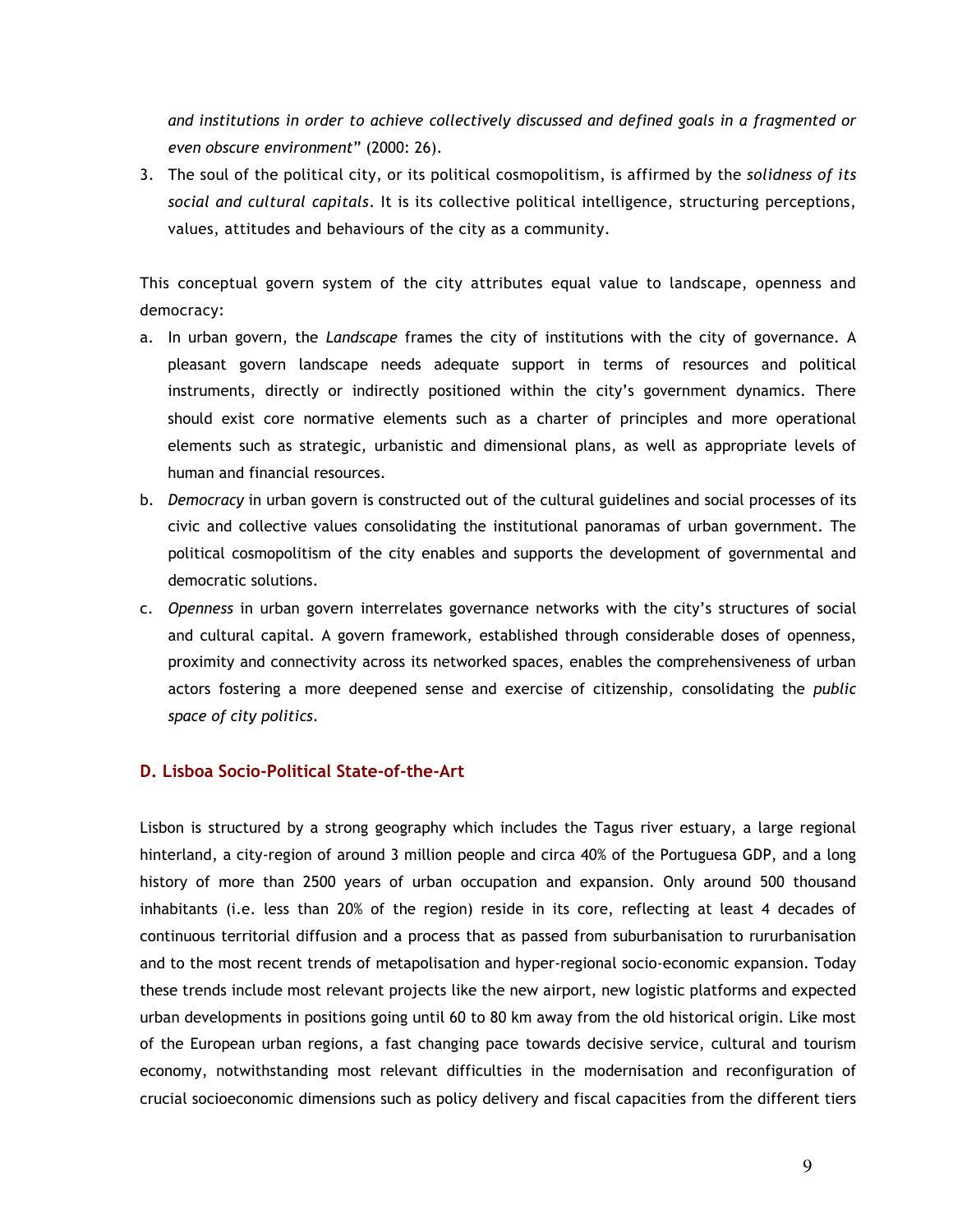*and institutions in order to achieve collectively discussed and defined goals in a fragmented or even obscure environment*" (2000: 26).

3. The soul of the political city, or its political cosmopolitism, is affirmed by the *solidness of its social and cultural capitals*. It is its collective political intelligence, structuring perceptions, values, attitudes and behaviours of the city as a community.

This conceptual govern system of the city attributes equal value to landscape, openness and democracy:

a. In urban govern, the *Landscape* frames the city of institutions with the city of governance. A pleasant govern landscape needs adequate support in terms of resources and political instruments, directly or indirectly positioned within the city's government dynamics. There should exist core normative elements such as a charter of principles and more operational elements such as strategic, urbanistic and dimensional plans, as well as appropriate levels of human and financial resources.
b. *Democracy* in urban govern is constructed out of the cultural guidelines and social processes of its civic and collective values consolidating the institutional panoramas of urban government. The political cosmopolitism of the city enables and supports the development of governmental and democratic solutions.
c. *Openness* in urban govern interrelates governance networks with the city's structures of social and cultural capital. A govern framework, established through considerable doses of openness, proximity and connectivity across its networked spaces, enables the comprehensiveness of urban actors fostering a more deepened sense and exercise of citizenship, consolidating the *public space of city politics*.

## D. Lisboa Socio-Political State-of-the-Art

Lisbon is structured by a strong geography which includes the Tagus river estuary, a large regional hinterland, a city-region of around 3 million people and circa 40% of the Portuguesa GDP, and a long history of more than 2500 years of urban occupation and expansion. Only around 500 thousand inhabitants (i.e. less than 20% of the region) reside in its core, reflecting at least 4 decades of continuous territorial diffusion and a process that as passed from suburbanisation to rururbanisation and to the most recent trends of metapolisation and hyper-regional socio-economic expansion. Today these trends include most relevant projects like the new airport, new logistic platforms and expected urban developments in positions going until 60 to 80 km away from the old historical origin. Like most of the European urban regions, a fast changing pace towards decisive service, cultural and tourism economy, notwithstanding most relevant difficulties in the modernisation and reconfiguration of crucial socioeconomic dimensions such as policy delivery and fiscal capacities from the different tiers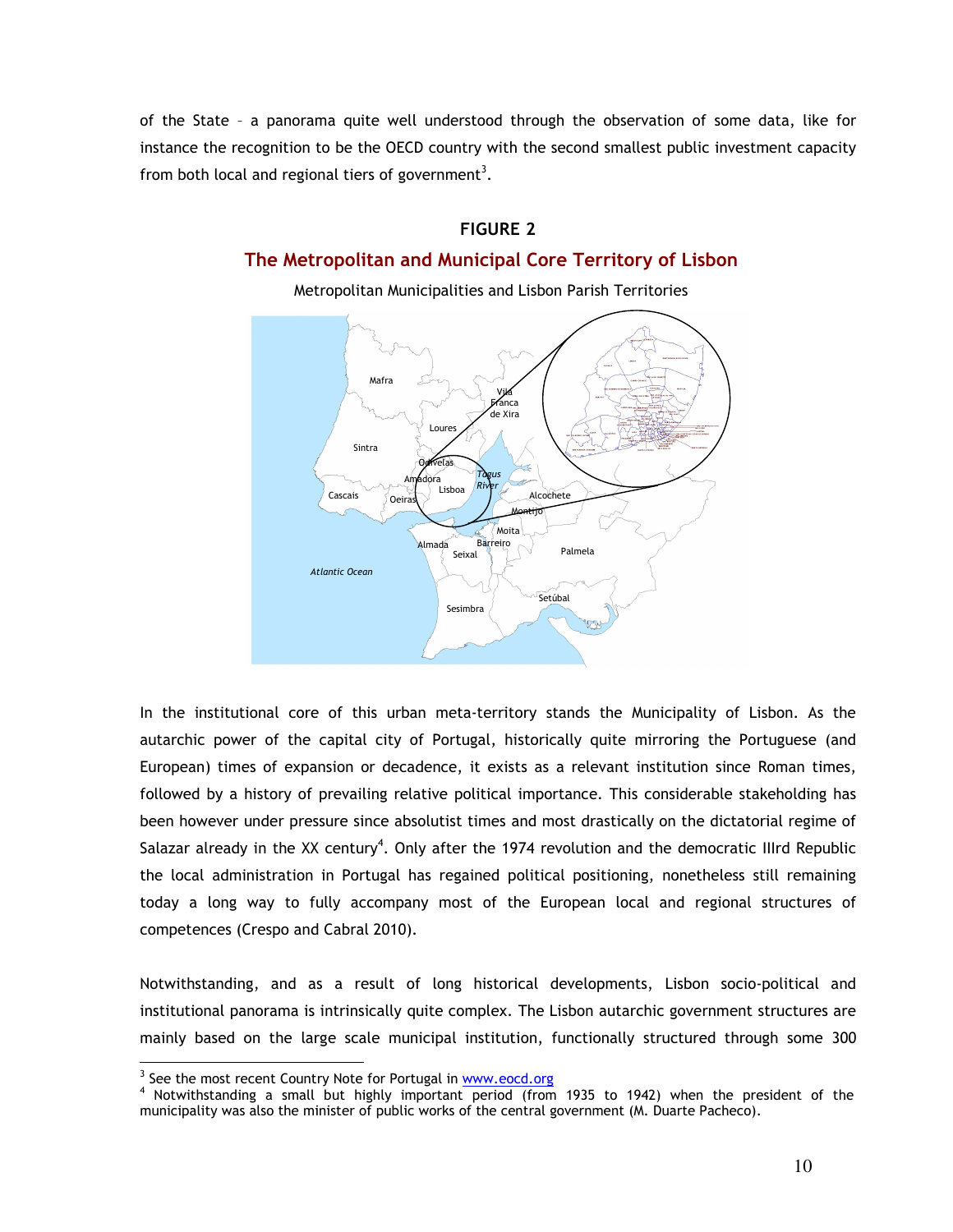of the State – a panorama quite well understood through the observation of some data, like for instance the recognition to be the OECD country with the second smallest public investment capacity from both local and regional tiers of government[3].

**FIGURE 2**

**The Metropolitan and Municipal Core Territory of Lisbon**

Metropolitan Municipalities and Lisbon Parish Territories

In the institutional core of this urban meta-territory stands the Municipality of Lisbon. As the autarchic power of the capital city of Portugal, historically quite mirroring the Portuguese (and European) times of expansion or decadence, it exists as a relevant institution since Roman times, followed by a history of prevailing relative political importance. This considerable stakeholding has been however under pressure since absolutist times and most drastically on the dictatorial regime of Salazar already in the XX century[4]. Only after the 1974 revolution and the democratic IIIrd Republic the local administration in Portugal has regained political positioning, nonetheless still remaining today a long way to fully accompany most of the European local and regional structures of competences (Crespo and Cabral 2010).

Notwithstanding, and as a result of long historical developments, Lisbon socio-political and institutional panorama is intrinsically quite complex. The Lisbon autarchic government structures are mainly based on the large scale municipal institution, functionally structured through some 300

---

[3] See the most recent Country Note for Portugal in www.eocd.org

[4] Notwithstanding a small but highly important period (from 1935 to 1942) when the president of the municipality was also the minister of public works of the central government (M. Duarte Pacheco).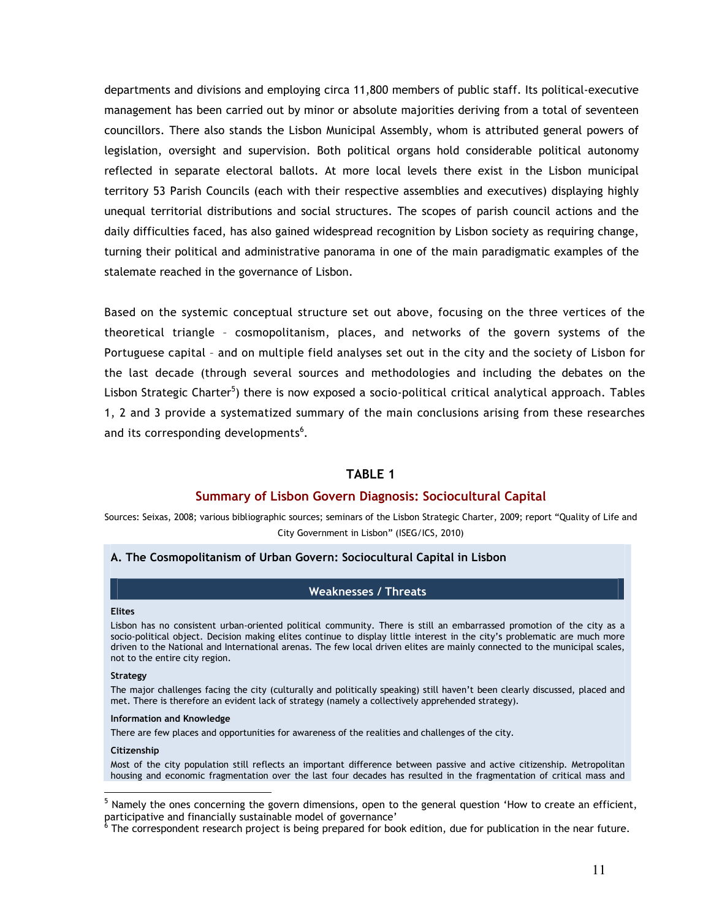departments and divisions and employing circa 11,800 members of public staff. Its political-executive management has been carried out by minor or absolute majorities deriving from a total of seventeen councillors. There also stands the Lisbon Municipal Assembly, whom is attributed general powers of legislation, oversight and supervision. Both political organs hold considerable political autonomy reflected in separate electoral ballots. At more local levels there exist in the Lisbon municipal territory 53 Parish Councils (each with their respective assemblies and executives) displaying highly unequal territorial distributions and social structures. The scopes of parish council actions and the daily difficulties faced, has also gained widespread recognition by Lisbon society as requiring change, turning their political and administrative panorama in one of the main paradigmatic examples of the stalemate reached in the governance of Lisbon.

Based on the systemic conceptual structure set out above, focusing on the three vertices of the theoretical triangle – cosmopolitanism, places, and networks of the govern systems of the Portuguese capital – and on multiple field analyses set out in the city and the society of Lisbon for the last decade (through several sources and methodologies and including the debates on the Lisbon Strategic Charter[5]) there is now exposed a socio-political critical analytical approach. Tables 1, 2 and 3 provide a systematized summary of the main conclusions arising from these researches and its corresponding developments[6].

**TABLE 1**

**Summary of Lisbon Govern Diagnosis: Sociocultural Capital**

Sources: Seixas, 2008; various bibliographic sources; seminars of the Lisbon Strategic Charter, 2009; report "Quality of Life and City Government in Lisbon" (ISEG/ICS, 2010)

**A. The Cosmopolitanism of Urban Govern: Sociocultural Capital in Lisbon**

| Weaknesses / Threats |
|---|
| **Elites**<br>Lisbon has no consistent urban-oriented political community. There is still an embarrassed promotion of the city as a socio-political object. Decision making elites continue to display little interest in the city's problematic are much more driven to the National and International arenas. The few local driven elites are mainly connected to the municipal scales, not to the entire city region. |
| **Strategy**<br>The major challenges facing the city (culturally and politically speaking) still haven't been clearly discussed, placed and met. There is therefore an evident lack of strategy (namely a collectively apprehended strategy). |
| **Information and Knowledge**<br>There are few places and opportunities for awareness of the realities and challenges of the city. |
| **Citizenship**<br>Most of the city population still reflects an important difference between passive and active citizenship. Metropolitan housing and economic fragmentation over the last four decades has resulted in the fragmentation of critical mass and |

[5] Namely the ones concerning the govern dimensions, open to the general question 'How to create an efficient, participative and financially sustainable model of governance'

[6] The correspondent research project is being prepared for book edition, due for publication in the near future.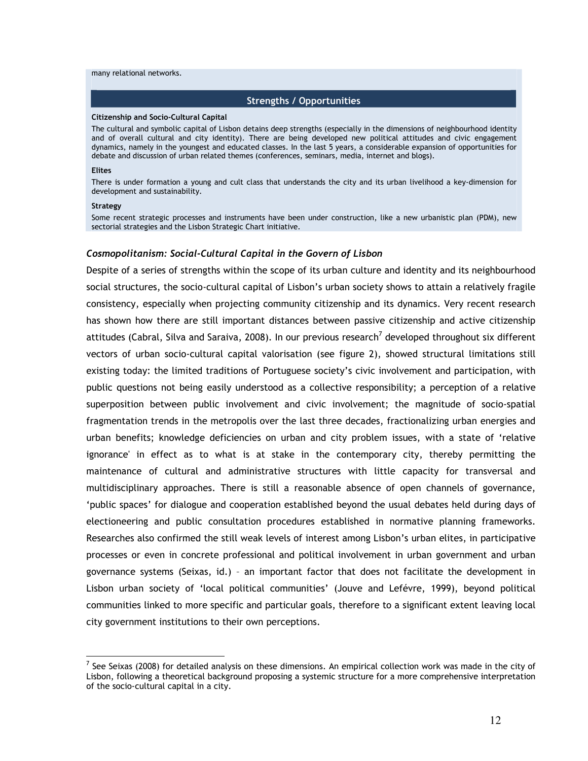many relational networks.

**Strengths / Opportunities**

**Citizenship and Socio-Cultural Capital**

The cultural and symbolic capital of Lisbon detains deep strengths (especially in the dimensions of neighbourhood identity and of overall cultural and city identity). There are being developed new political attitudes and civic engagement dynamics, namely in the youngest and educated classes. In the last 5 years, a considerable expansion of opportunities for debate and discussion of urban related themes (conferences, seminars, media, internet and blogs).

**Elites**

There is under formation a young and cult class that understands the city and its urban livelihood a key-dimension for development and sustainability.

**Strategy**

Some recent strategic processes and instruments have been under construction, like a new urbanistic plan (PDM), new sectorial strategies and the Lisbon Strategic Chart initiative.

### *Cosmopolitanism: Social-Cultural Capital in the Govern of Lisbon*

Despite of a series of strengths within the scope of its urban culture and identity and its neighbourhood social structures, the socio-cultural capital of Lisbon's urban society shows to attain a relatively fragile consistency, especially when projecting community citizenship and its dynamics. Very recent research has shown how there are still important distances between passive citizenship and active citizenship attitudes (Cabral, Silva and Saraiva, 2008). In our previous research[7] developed throughout six different vectors of urban socio-cultural capital valorisation (see figure 2), showed structural limitations still existing today: the limited traditions of Portuguese society's civic involvement and participation, with public questions not being easily understood as a collective responsibility; a perception of a relative superposition between public involvement and civic involvement; the magnitude of socio-spatial fragmentation trends in the metropolis over the last three decades, fractionalizing urban energies and urban benefits; knowledge deficiencies on urban and city problem issues, with a state of 'relative ignorance' in effect as to what is at stake in the contemporary city, thereby permitting the maintenance of cultural and administrative structures with little capacity for transversal and multidisciplinary approaches. There is still a reasonable absence of open channels of governance, 'public spaces' for dialogue and cooperation established beyond the usual debates held during days of electioneering and public consultation procedures established in normative planning frameworks. Researches also confirmed the still weak levels of interest among Lisbon's urban elites, in participative processes or even in concrete professional and political involvement in urban government and urban governance systems (Seixas, id.) – an important factor that does not facilitate the development in Lisbon urban society of 'local political communities' (Jouve and Lefévre, 1999), beyond political communities linked to more specific and particular goals, therefore to a significant extent leaving local city government institutions to their own perceptions.

---

[7] See Seixas (2008) for detailed analysis on these dimensions. An empirical collection work was made in the city of Lisbon, following a theoretical background proposing a systemic structure for a more comprehensive interpretation of the socio-cultural capital in a city.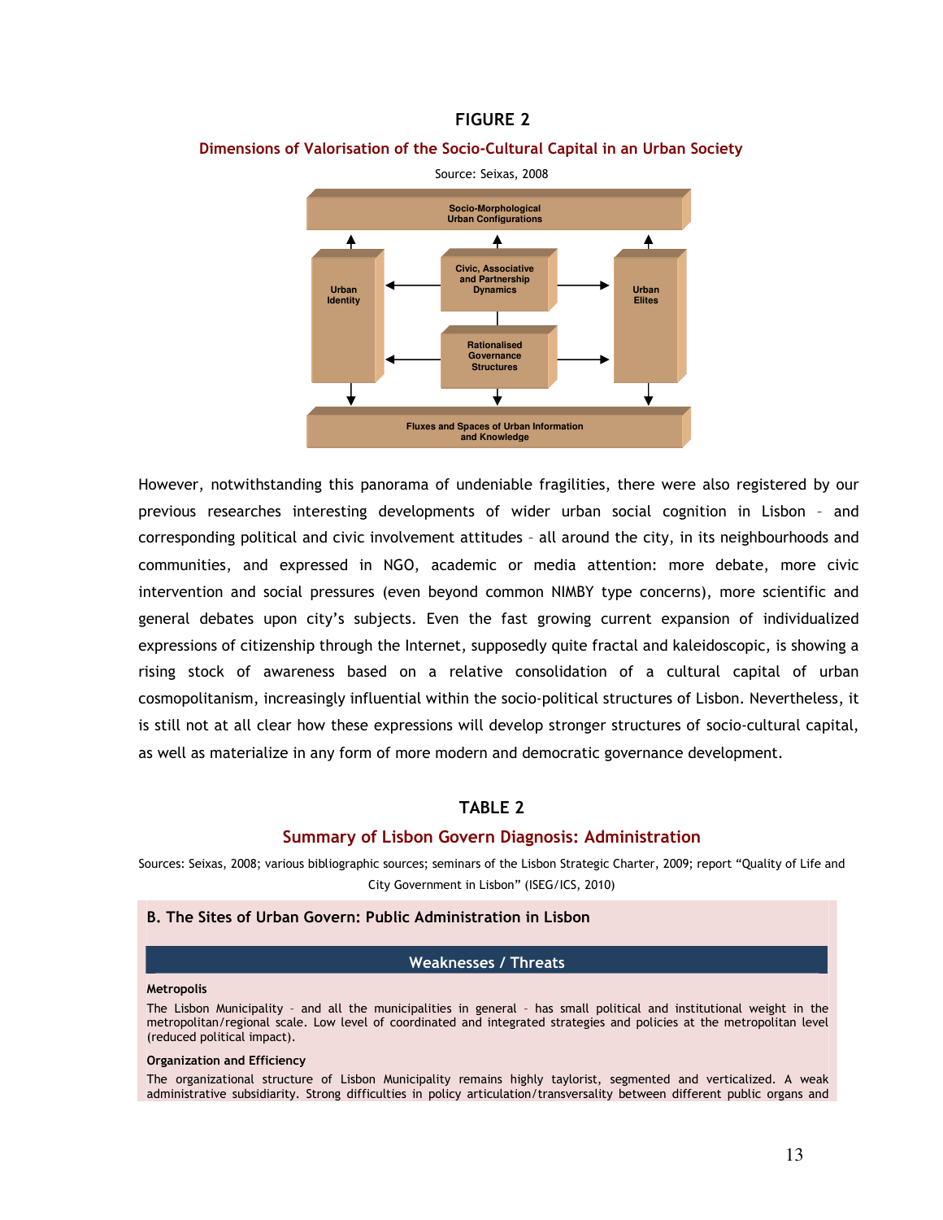**FIGURE 2**

**Dimensions of Valorisation of the Socio-Cultural Capital in an Urban Society**

Source: Seixas, 2008

Socio-Morphological Urban Configurations

Urban Identity

Civic, Associative and Partnership Dynamics

Rationalised Governance Structures

Urban Elites

Fluxes and Spaces of Urban Information and Knowledge

However, notwithstanding this panorama of undeniable fragilities, there were also registered by our previous researches interesting developments of wider urban social cognition in Lisbon – and corresponding political and civic involvement attitudes – all around the city, in its neighbourhoods and communities, and expressed in NGO, academic or media attention: more debate, more civic intervention and social pressures (even beyond common NIMBY type concerns), more scientific and general debates upon city's subjects. Even the fast growing current expansion of individualized expressions of citizenship through the Internet, supposedly quite fractal and kaleidoscopic, is showing a rising stock of awareness based on a relative consolidation of a cultural capital of urban cosmopolitanism, increasingly influential within the socio-political structures of Lisbon. Nevertheless, it is still not at all clear how these expressions will develop stronger structures of socio-cultural capital, as well as materialize in any form of more modern and democratic governance development.

**TABLE 2**

**Summary of Lisbon Govern Diagnosis: Administration**

Sources: Seixas, 2008; various bibliographic sources; seminars of the Lisbon Strategic Charter, 2009; report "Quality of Life and City Government in Lisbon" (ISEG/ICS, 2010)

| **B. The Sites of Urban Govern: Public Administration in Lisbon** |
|---|
| **Weaknesses / Threats** |
| **Metropolis**<br>The Lisbon Municipality – and all the municipalities in general – has small political and institutional weight in the metropolitan/regional scale. Low level of coordinated and integrated strategies and policies at the metropolitan level (reduced political impact). |
| **Organization and Efficiency**<br>The organizational structure of Lisbon Municipality remains highly taylorist, segmented and verticalized. A weak administrative subsidiarity. Strong difficulties in policy articulation/transversality between different public organs and |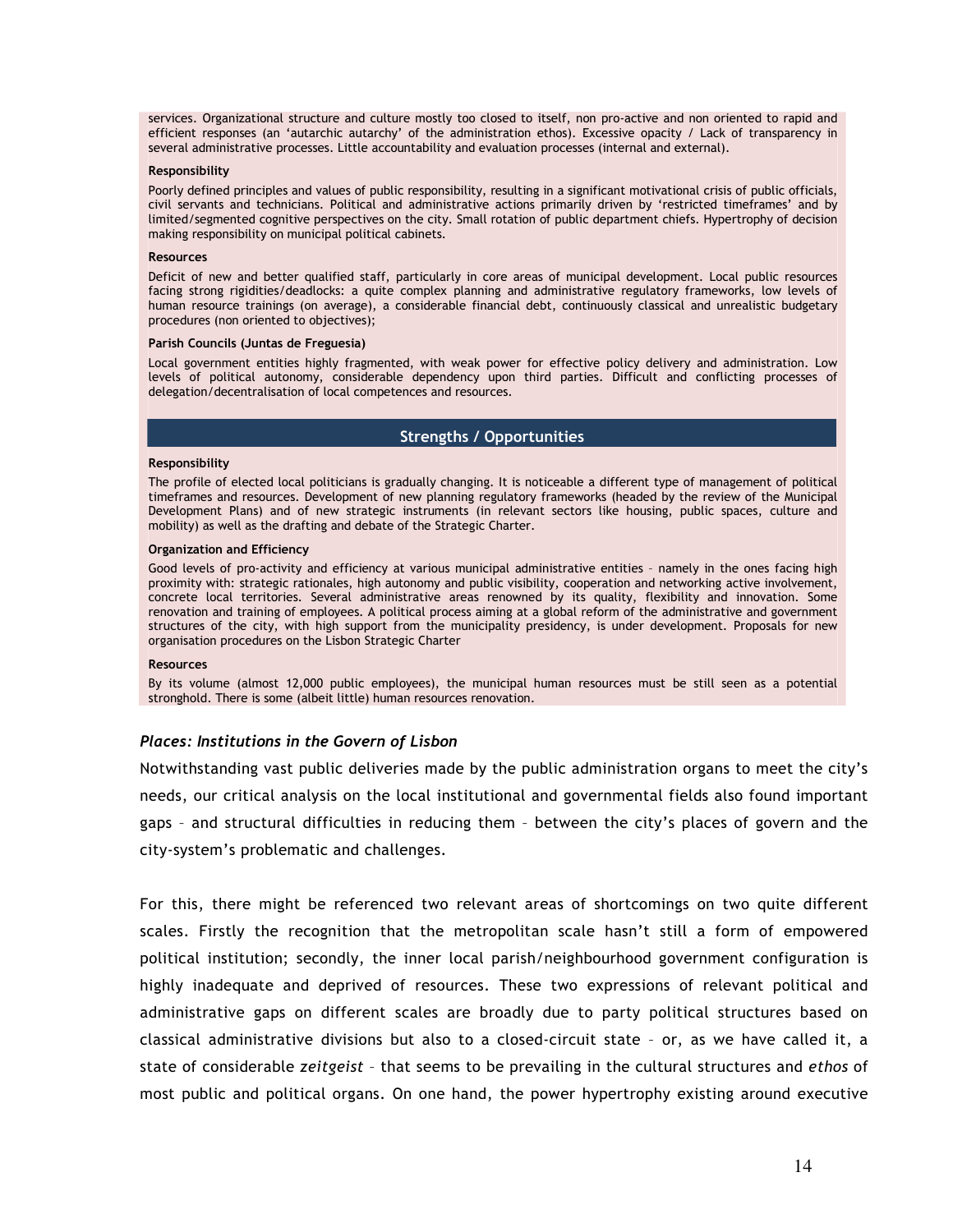services. Organizational structure and culture mostly too closed to itself, non pro-active and non oriented to rapid and efficient responses (an 'autarchic autarchy' of the administration ethos). Excessive opacity / Lack of transparency in several administrative processes. Little accountability and evaluation processes (internal and external).

**Responsibility**

Poorly defined principles and values of public responsibility, resulting in a significant motivational crisis of public officials, civil servants and technicians. Political and administrative actions primarily driven by 'restricted timeframes' and by limited/segmented cognitive perspectives on the city. Small rotation of public department chiefs. Hypertrophy of decision making responsibility on municipal political cabinets.

**Resources**

Deficit of new and better qualified staff, particularly in core areas of municipal development. Local public resources facing strong rigidities/deadlocks: a quite complex planning and administrative regulatory frameworks, low levels of human resource trainings (on average), a considerable financial debt, continuously classical and unrealistic budgetary procedures (non oriented to objectives);

**Parish Councils (Juntas de Freguesia)**

Local government entities highly fragmented, with weak power for effective policy delivery and administration. Low levels of political autonomy, considerable dependency upon third parties. Difficult and conflicting processes of delegation/decentralisation of local competences and resources.

**Strengths / Opportunities**

**Responsibility**

The profile of elected local politicians is gradually changing. It is noticeable a different type of management of political timeframes and resources. Development of new planning regulatory frameworks (headed by the review of the Municipal Development Plans) and of new strategic instruments (in relevant sectors like housing, public spaces, culture and mobility) as well as the drafting and debate of the Strategic Charter.

**Organization and Efficiency**

Good levels of pro-activity and efficiency at various municipal administrative entities – namely in the ones facing high proximity with: strategic rationales, high autonomy and public visibility, cooperation and networking active involvement, concrete local territories. Several administrative areas renowned by its quality, flexibility and innovation. Some renovation and training of employees. A political process aiming at a global reform of the administrative and government structures of the city, with high support from the municipality presidency, is under development. Proposals for new organisation procedures on the Lisbon Strategic Charter

**Resources**

By its volume (almost 12,000 public employees), the municipal human resources must be still seen as a potential stronghold. There is some (albeit little) human resources renovation.

### *Places: Institutions in the Govern of Lisbon*

Notwithstanding vast public deliveries made by the public administration organs to meet the city's needs, our critical analysis on the local institutional and governmental fields also found important gaps – and structural difficulties in reducing them – between the city's places of govern and the city-system's problematic and challenges.

For this, there might be referenced two relevant areas of shortcomings on two quite different scales. Firstly the recognition that the metropolitan scale hasn't still a form of empowered political institution; secondly, the inner local parish/neighbourhood government configuration is highly inadequate and deprived of resources. These two expressions of relevant political and administrative gaps on different scales are broadly due to party political structures based on classical administrative divisions but also to a closed-circuit state – or, as we have called it, a state of considerable *zeitgeist* – that seems to be prevailing in the cultural structures and *ethos* of most public and political organs. On one hand, the power hypertrophy existing around executive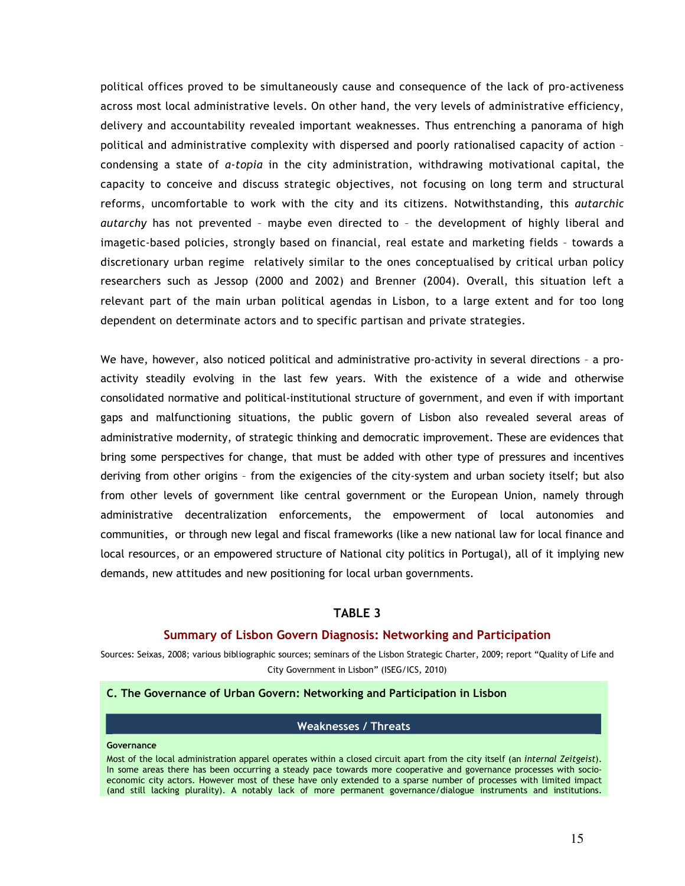political offices proved to be simultaneously cause and consequence of the lack of pro-activeness across most local administrative levels. On other hand, the very levels of administrative efficiency, delivery and accountability revealed important weaknesses. Thus entrenching a panorama of high political and administrative complexity with dispersed and poorly rationalised capacity of action – condensing a state of *a-topia* in the city administration, withdrawing motivational capital, the capacity to conceive and discuss strategic objectives, not focusing on long term and structural reforms, uncomfortable to work with the city and its citizens. Notwithstanding, this *autarchic autarchy* has not prevented – maybe even directed to – the development of highly liberal and imagetic-based policies, strongly based on financial, real estate and marketing fields – towards a discretionary urban regime relatively similar to the ones conceptualised by critical urban policy researchers such as Jessop (2000 and 2002) and Brenner (2004). Overall, this situation left a relevant part of the main urban political agendas in Lisbon, to a large extent and for too long dependent on determinate actors and to specific partisan and private strategies.

We have, however, also noticed political and administrative pro-activity in several directions – a pro-activity steadily evolving in the last few years. With the existence of a wide and otherwise consolidated normative and political-institutional structure of government, and even if with important gaps and malfunctioning situations, the public govern of Lisbon also revealed several areas of administrative modernity, of strategic thinking and democratic improvement. These are evidences that bring some perspectives for change, that must be added with other type of pressures and incentives deriving from other origins – from the exigencies of the city-system and urban society itself; but also from other levels of government like central government or the European Union, namely through administrative decentralization enforcements, the empowerment of local autonomies and communities, or through new legal and fiscal frameworks (like a new national law for local finance and local resources, or an empowered structure of National city politics in Portugal), all of it implying new demands, new attitudes and new positioning for local urban governments.

**TABLE 3**

**Summary of Lisbon Govern Diagnosis: Networking and Participation**

Sources: Seixas, 2008; various bibliographic sources; seminars of the Lisbon Strategic Charter, 2009; report "Quality of Life and City Government in Lisbon" (ISEG/ICS, 2010)

| **C. The Governance of Urban Govern: Networking and Participation in Lisbon** |
|---|
| **Weaknesses / Threats** |
| **Governance**<br>Most of the local administration apparel operates within a closed circuit apart from the city itself (an *internal Zeitgeist*). In some areas there has been occurring a steady pace towards more cooperative and governance processes with socio-economic city actors. However most of these have only extended to a sparse number of processes with limited impact (and still lacking plurality). A notably lack of more permanent governance/dialogue instruments and institutions. |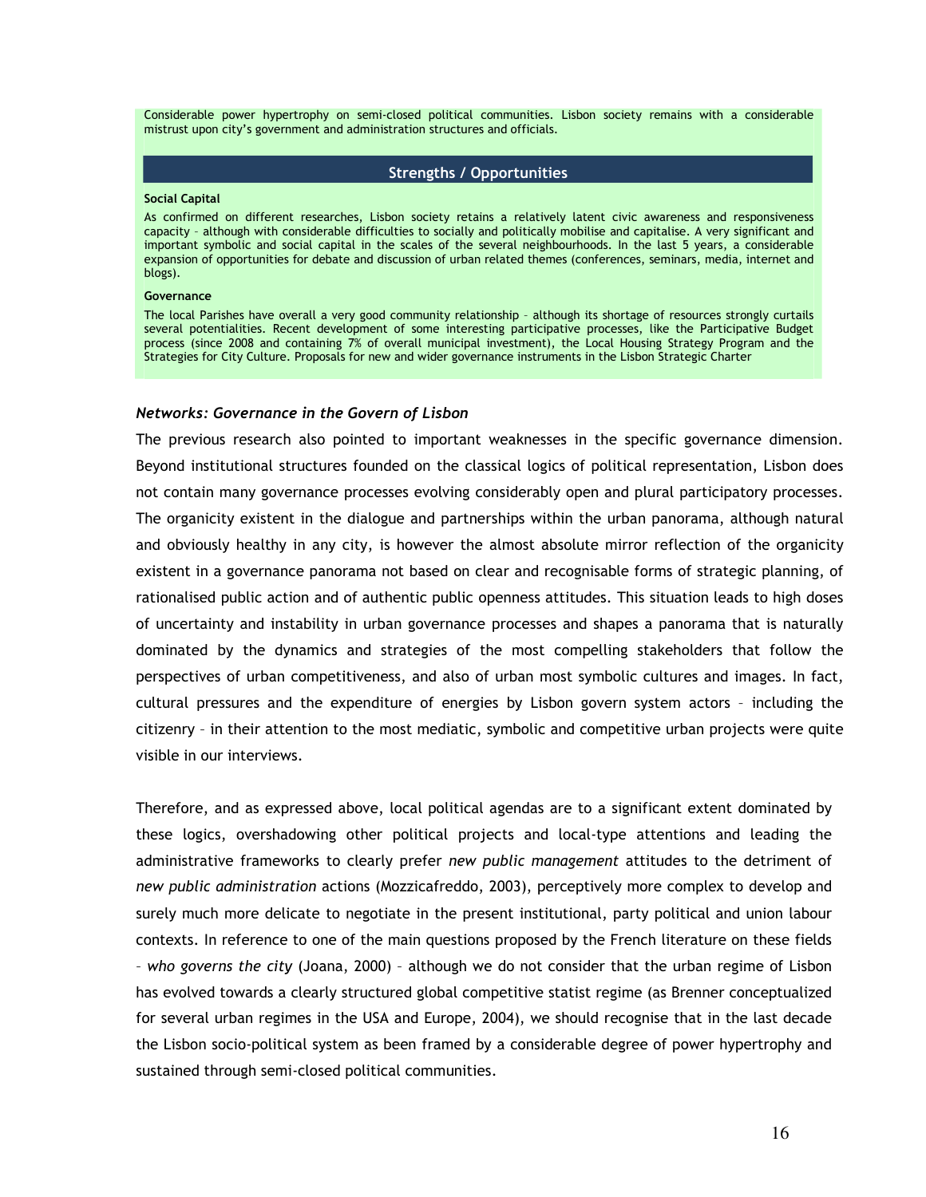Considerable power hypertrophy on semi-closed political communities. Lisbon society remains with a considerable mistrust upon city's government and administration structures and officials.

| Strengths / Opportunities |
|---|
| **Social Capital**<br>As confirmed on different researches, Lisbon society retains a relatively latent civic awareness and responsiveness capacity – although with considerable difficulties to socially and politically mobilise and capitalise. A very significant and important symbolic and social capital in the scales of the several neighbourhoods. In the last 5 years, a considerable expansion of opportunities for debate and discussion of urban related themes (conferences, seminars, media, internet and blogs). |
| **Governance**<br>The local Parishes have overall a very good community relationship – although its shortage of resources strongly curtails several potentialities. Recent development of some interesting participative processes, like the Participative Budget process (since 2008 and containing 7% of overall municipal investment), the Local Housing Strategy Program and the Strategies for City Culture. Proposals for new and wider governance instruments in the Lisbon Strategic Charter |

### *Networks: Governance in the Govern of Lisbon*

The previous research also pointed to important weaknesses in the specific governance dimension. Beyond institutional structures founded on the classical logics of political representation, Lisbon does not contain many governance processes evolving considerably open and plural participatory processes. The organicity existent in the dialogue and partnerships within the urban panorama, although natural and obviously healthy in any city, is however the almost absolute mirror reflection of the organicity existent in a governance panorama not based on clear and recognisable forms of strategic planning, of rationalised public action and of authentic public openness attitudes. This situation leads to high doses of uncertainty and instability in urban governance processes and shapes a panorama that is naturally dominated by the dynamics and strategies of the most compelling stakeholders that follow the perspectives of urban competitiveness, and also of urban most symbolic cultures and images. In fact, cultural pressures and the expenditure of energies by Lisbon govern system actors – including the citizenry – in their attention to the most mediatic, symbolic and competitive urban projects were quite visible in our interviews.

Therefore, and as expressed above, local political agendas are to a significant extent dominated by these logics, overshadowing other political projects and local-type attentions and leading the administrative frameworks to clearly prefer *new public management* attitudes to the detriment of *new public administration* actions (Mozzicafreddo, 2003), perceptively more complex to develop and surely much more delicate to negotiate in the present institutional, party political and union labour contexts. In reference to one of the main questions proposed by the French literature on these fields – *who governs the city* (Joana, 2000) – although we do not consider that the urban regime of Lisbon has evolved towards a clearly structured global competitive statist regime (as Brenner conceptualized for several urban regimes in the USA and Europe, 2004), we should recognise that in the last decade the Lisbon socio-political system as been framed by a considerable degree of power hypertrophy and sustained through semi-closed political communities.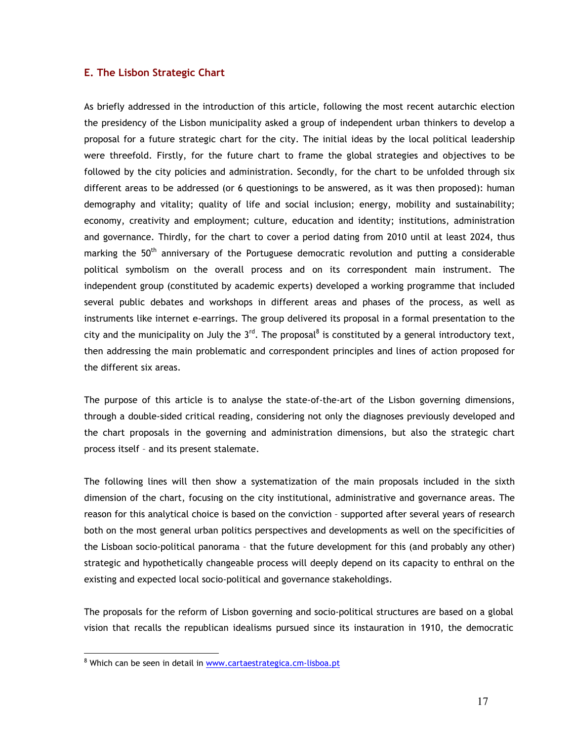## E. The Lisbon Strategic Chart

As briefly addressed in the introduction of this article, following the most recent autarchic election the presidency of the Lisbon municipality asked a group of independent urban thinkers to develop a proposal for a future strategic chart for the city. The initial ideas by the local political leadership were threefold. Firstly, for the future chart to frame the global strategies and objectives to be followed by the city policies and administration. Secondly, for the chart to be unfolded through six different areas to be addressed (or 6 questionings to be answered, as it was then proposed): human demography and vitality; quality of life and social inclusion; energy, mobility and sustainability; economy, creativity and employment; culture, education and identity; institutions, administration and governance. Thirdly, for the chart to cover a period dating from 2010 until at least 2024, thus marking the 50th anniversary of the Portuguese democratic revolution and putting a considerable political symbolism on the overall process and on its correspondent main instrument. The independent group (constituted by academic experts) developed a working programme that included several public debates and workshops in different areas and phases of the process, as well as instruments like internet e-earrings. The group delivered its proposal in a formal presentation to the city and the municipality on July the 3rd. The proposal[8] is constituted by a general introductory text, then addressing the main problematic and correspondent principles and lines of action proposed for the different six areas.

The purpose of this article is to analyse the state-of-the-art of the Lisbon governing dimensions, through a double-sided critical reading, considering not only the diagnoses previously developed and the chart proposals in the governing and administration dimensions, but also the strategic chart process itself – and its present stalemate.

The following lines will then show a systematization of the main proposals included in the sixth dimension of the chart, focusing on the city institutional, administrative and governance areas. The reason for this analytical choice is based on the conviction – supported after several years of research both on the most general urban politics perspectives and developments as well on the specificities of the Lisboan socio-political panorama – that the future development for this (and probably any other) strategic and hypothetically changeable process will deeply depend on its capacity to enthral on the existing and expected local socio-political and governance stakeholdings.

The proposals for the reform of Lisbon governing and socio-political structures are based on a global vision that recalls the republican idealisms pursued since its instauration in 1910, the democratic

---

[8] Which can be seen in detail in www.cartaestrategica.cm-lisboa.pt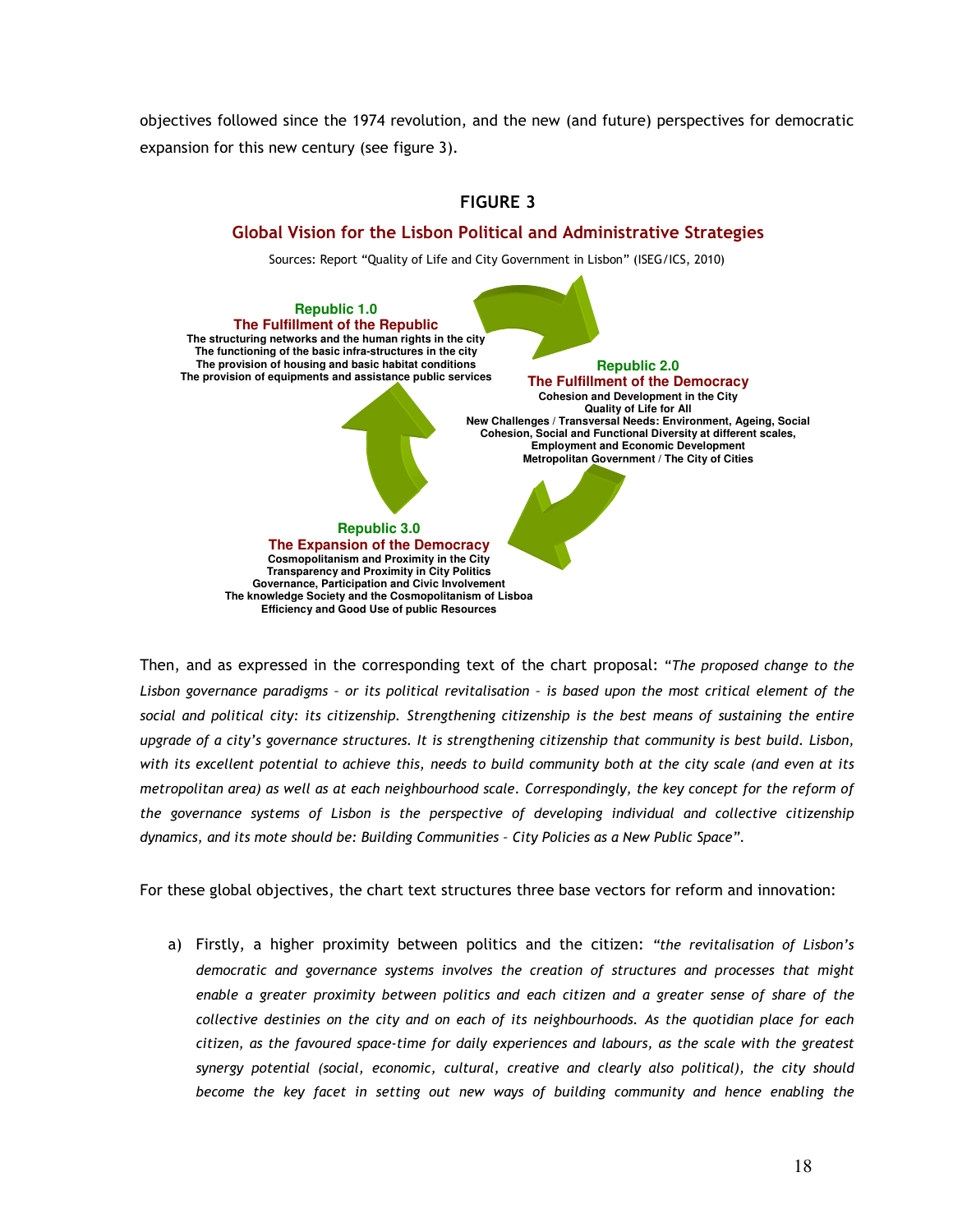objectives followed since the 1974 revolution, and the new (and future) perspectives for democratic expansion for this new century (see figure 3).

**FIGURE 3**

**Global Vision for the Lisbon Political and Administrative Strategies**

Sources: Report "Quality of Life and City Government in Lisbon" (ISEG/ICS, 2010)

**Republic 1.0**
**The Fulfillment of the Republic**
The structuring networks and the human rights in the city
The functioning of the basic infra-structures in the city
The provision of housing and basic habitat conditions
The provision of equipments and assistance public services

**Republic 2.0**
**The Fulfillment of the Democracy**
Cohesion and Development in the City
Quality of Life for All
New Challenges / Transversal Needs: Environment, Ageing, Social Cohesion, Social and Functional Diversity at different scales, Employment and Economic Development
Metropolitan Government / The City of Cities

**Republic 3.0**
**The Expansion of the Democracy**
Cosmopolitanism and Proximity in the City
Transparency and Proximity in City Politics
Governance, Participation and Civic Involvement
The knowledge Society and the Cosmopolitanism of Lisboa
Efficiency and Good Use of public Resources

Then, and as expressed in the corresponding text of the chart proposal: "*The proposed change to the Lisbon governance paradigms – or its political revitalisation – is based upon the most critical element of the social and political city: its citizenship. Strengthening citizenship is the best means of sustaining the entire upgrade of a city's governance structures. It is strengthening citizenship that community is best build. Lisbon, with its excellent potential to achieve this, needs to build community both at the city scale (and even at its metropolitan area) as well as at each neighbourhood scale. Correspondingly, the key concept for the reform of the governance systems of Lisbon is the perspective of developing individual and collective citizenship dynamics, and its mote should be: Building Communities – City Policies as a New Public Space*".

For these global objectives, the chart text structures three base vectors for reform and innovation:

a) Firstly, a higher proximity between politics and the citizen: "*the revitalisation of Lisbon's democratic and governance systems involves the creation of structures and processes that might enable a greater proximity between politics and each citizen and a greater sense of share of the collective destinies on the city and on each of its neighbourhoods. As the quotidian place for each citizen, as the favoured space-time for daily experiences and labours, as the scale with the greatest synergy potential (social, economic, cultural, creative and clearly also political), the city should become the key facet in setting out new ways of building community and hence enabling the*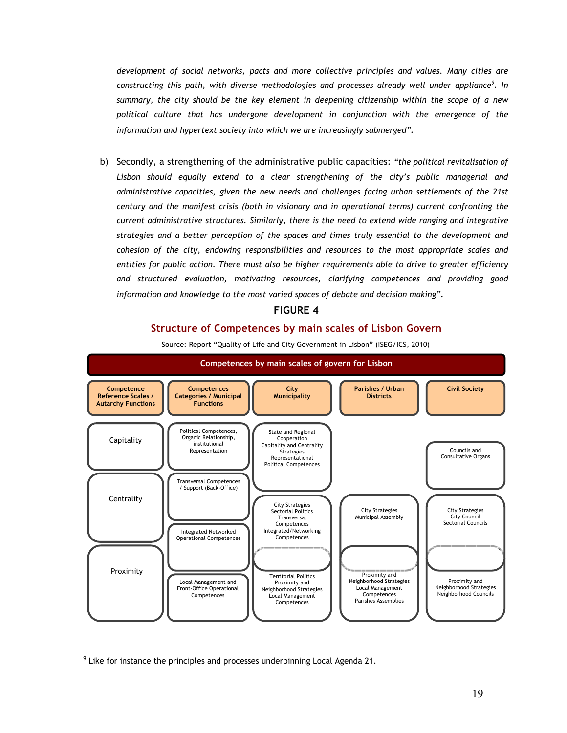*development of social networks, pacts and more collective principles and values. Many cities are constructing this path, with diverse methodologies and processes already well under appliance*[9]*. In summary, the city should be the key element in deepening citizenship within the scope of a new political culture that has undergone development in conjunction with the emergence of the information and hypertext society into which we are increasingly submerged".*

b) Secondly, a strengthening of the administrative public capacities: *"the political revitalisation of Lisbon should equally extend to a clear strengthening of the city's public managerial and administrative capacities, given the new needs and challenges facing urban settlements of the 21st century and the manifest crisis (both in visionary and in operational terms) current confronting the current administrative structures. Similarly, there is the need to extend wide ranging and integrative strategies and a better perception of the spaces and times truly essential to the development and cohesion of the city, endowing responsibilities and resources to the most appropriate scales and entities for public action. There must also be higher requirements able to drive to greater efficiency and structured evaluation, motivating resources, clarifying competences and providing good information and knowledge to the most varied spaces of debate and decision making".*

**FIGURE 4**

**Structure of Competences by main scales of Lisbon Govern**

Source: Report "Quality of Life and City Government in Lisbon" (ISEG/ICS, 2010)

**Competences by main scales of govern for Lisbon**

| Competence Reference Scales / Autarchy Functions | Competences Categories / Municipal Functions | City Municipality | Parishes / Urban Districts | Civil Society |
|---|---|---|---|---|
| Capitality | Political Competences, Organic Relationship, institutional Representation | State and Regional Cooperation<br>Capitality and Centrality Strategies<br>Representational Political Competences | | Councils and Consultative Organs |
| Centrality | Transversal Competences / Support (Back-Office)<br>Integrated Networked Operational Competences | City Strategies<br>Sectorial Politics<br>Transversal Competences<br>Integrated/Networking Competences | City Strategies<br>Municipal Assembly | City Strategies<br>City Council<br>Sectorial Councils |
| Proximity | Local Management and Front-Office Operational Competences | Territorial Politics<br>Proximity and Neighborhood Strategies<br>Local Management Competences | Proximity and Neighborhood Strategies<br>Local Management Competences<br>Parishes Assemblies | Proximity and Neighborhood Strategies<br>Neighborhood Councils |

[9] Like for instance the principles and processes underpinning Local Agenda 21.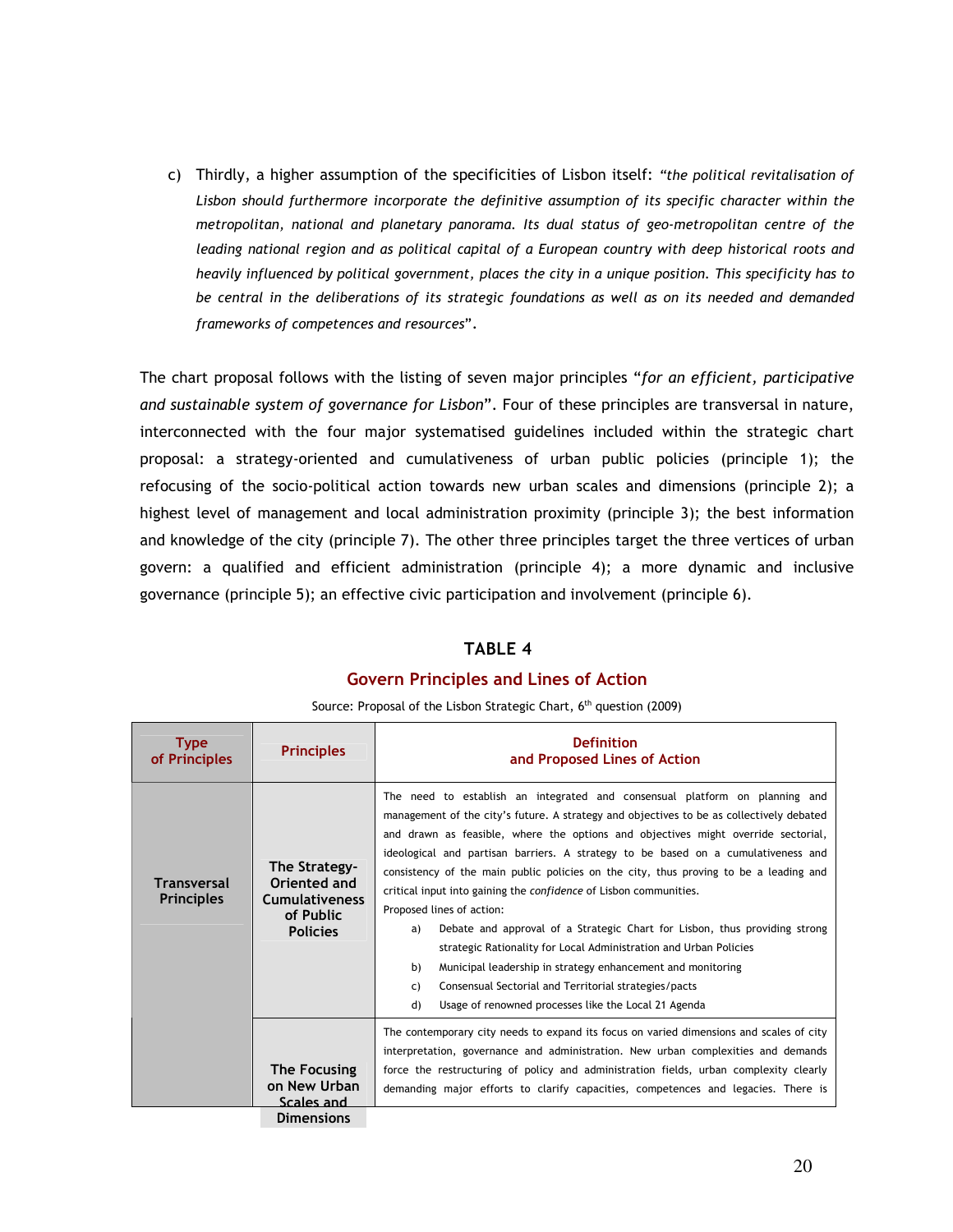c) Thirdly, a higher assumption of the specificities of Lisbon itself: *"the political revitalisation of Lisbon should furthermore incorporate the definitive assumption of its specific character within the metropolitan, national and planetary panorama. Its dual status of geo-metropolitan centre of the leading national region and as political capital of a European country with deep historical roots and heavily influenced by political government, places the city in a unique position. This specificity has to be central in the deliberations of its strategic foundations as well as on its needed and demanded frameworks of competences and resources*".

The chart proposal follows with the listing of seven major principles "*for an efficient, participative and sustainable system of governance for Lisbon*". Four of these principles are transversal in nature, interconnected with the four major systematised guidelines included within the strategic chart proposal: a strategy-oriented and cumulativeness of urban public policies (principle 1); the refocusing of the socio-political action towards new urban scales and dimensions (principle 2); a highest level of management and local administration proximity (principle 3); the best information and knowledge of the city (principle 7). The other three principles target the three vertices of urban govern: a qualified and efficient administration (principle 4); a more dynamic and inclusive governance (principle 5); an effective civic participation and involvement (principle 6).

**TABLE 4**

**Govern Principles and Lines of Action**

Source: Proposal of the Lisbon Strategic Chart, 6th question (2009)

| Type of Principles | Principles | Definition and Proposed Lines of Action |
|---|---|---|
| **Transversal Principles** | **The Strategy-Oriented and Cumulativeness of Public Policies** | The need to establish an integrated and consensual platform on planning and management of the city's future. A strategy and objectives to be as collectively debated and drawn as feasible, where the options and objectives might override sectorial, ideological and partisan barriers. A strategy to be based on a cumulativeness and consistency of the main public policies on the city, thus proving to be a leading and critical input into gaining the *confidence* of Lisbon communities.<br>Proposed lines of action:<br>a) Debate and approval of a Strategic Chart for Lisbon, thus providing strong strategic Rationality for Local Administration and Urban Policies<br>b) Municipal leadership in strategy enhancement and monitoring<br>c) Consensual Sectorial and Territorial strategies/pacts<br>d) Usage of renowned processes like the Local 21 Agenda |
| | **The Focusing on New Urban Scales and Dimensions** | The contemporary city needs to expand its focus on varied dimensions and scales of city interpretation, governance and administration. New urban complexities and demands force the restructuring of policy and administration fields, urban complexity clearly demanding major efforts to clarify capacities, competences and legacies. There is |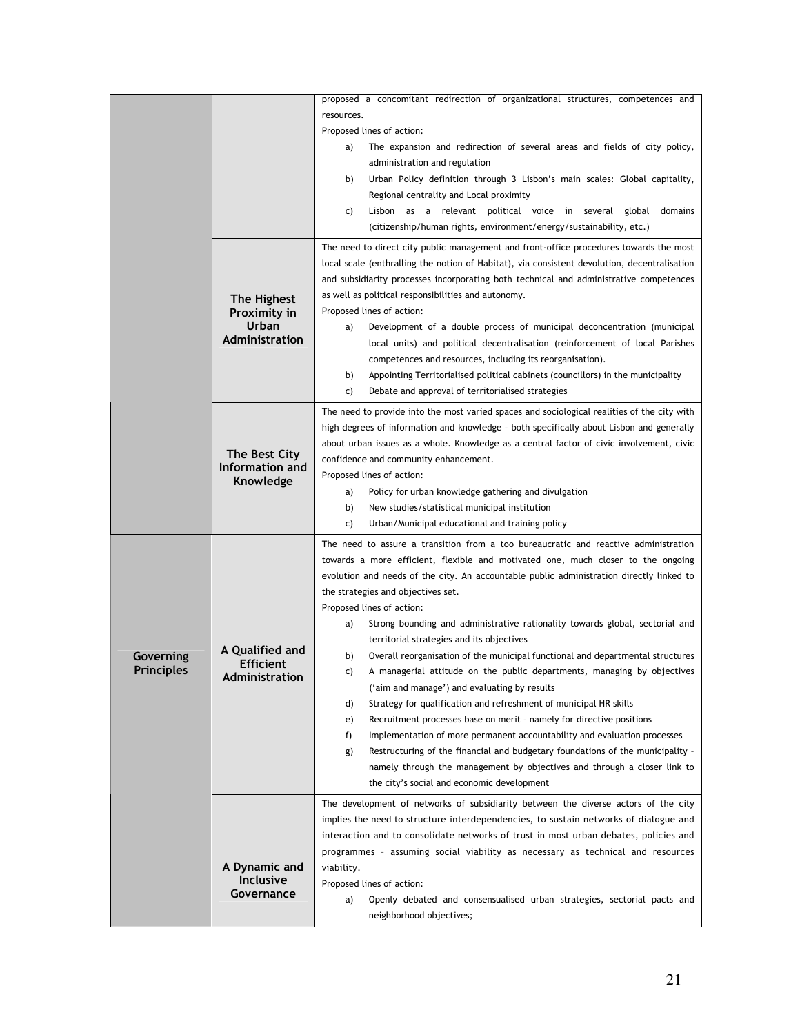| | | |
|---|---|---|
| | | proposed a concomitant redirection of organizational structures, competences and resources.<br>Proposed lines of action:<br>a) The expansion and redirection of several areas and fields of city policy, administration and regulation<br>b) Urban Policy definition through 3 Lisbon's main scales: Global capitality, Regional centrality and Local proximity<br>c) Lisbon as a relevant political voice in several global domains (citizenship/human rights, environment/energy/sustainability, etc.) |
| | **The Highest Proximity in Urban Administration** | The need to direct city public management and front-office procedures towards the most local scale (enthralling the notion of Habitat), via consistent devolution, decentralisation and subsidiarity processes incorporating both technical and administrative competences as well as political responsibilities and autonomy.<br>Proposed lines of action:<br>a) Development of a double process of municipal deconcentration (municipal local units) and political decentralisation (reinforcement of local Parishes competences and resources, including its reorganisation).<br>b) Appointing Territorialised political cabinets (councillors) in the municipality<br>c) Debate and approval of territorialised strategies |
| | **The Best City Information and Knowledge** | The need to provide into the most varied spaces and sociological realities of the city with high degrees of information and knowledge – both specifically about Lisbon and generally about urban issues as a whole. Knowledge as a central factor of civic involvement, civic confidence and community enhancement.<br>Proposed lines of action:<br>a) Policy for urban knowledge gathering and divulgation<br>b) New studies/statistical municipal institution<br>c) Urban/Municipal educational and training policy |
| **Governing Principles** | **A Qualified and Efficient Administration** | The need to assure a transition from a too bureaucratic and reactive administration towards a more efficient, flexible and motivated one, much closer to the ongoing evolution and needs of the city. An accountable public administration directly linked to the strategies and objectives set.<br>Proposed lines of action:<br>a) Strong bounding and administrative rationality towards global, sectorial and territorial strategies and its objectives<br>b) Overall reorganisation of the municipal functional and departmental structures<br>c) A managerial attitude on the public departments, managing by objectives ('aim and manage') and evaluating by results<br>d) Strategy for qualification and refreshment of municipal HR skills<br>e) Recruitment processes base on merit – namely for directive positions<br>f) Implementation of more permanent accountability and evaluation processes<br>g) Restructuring of the financial and budgetary foundations of the municipality – namely through the management by objectives and through a closer link to the city's social and economic development |
| | **A Dynamic and Inclusive Governance** | The development of networks of subsidiarity between the diverse actors of the city implies the need to structure interdependencies, to sustain networks of dialogue and interaction and to consolidate networks of trust in most urban debates, policies and programmes – assuming social viability as necessary as technical and resources viability.<br>Proposed lines of action:<br>a) Openly debated and consensualised urban strategies, sectorial pacts and neighborhood objectives; |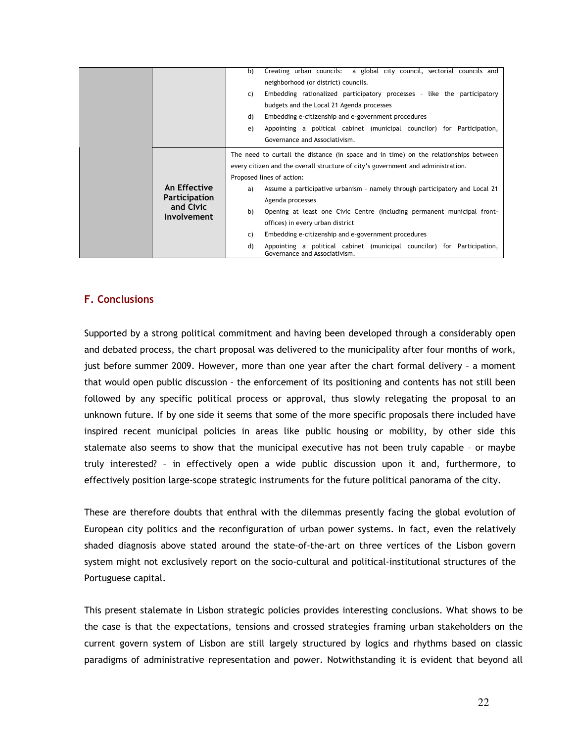| | | |
|---|---|---|
| | | b) Creating urban councils: a global city council, sectorial councils and neighborhood (or district) councils.<br>c) Embedding rationalized participatory processes – like the participatory budgets and the Local 21 Agenda processes<br>d) Embedding e-citizenship and e-government procedures<br>e) Appointing a political cabinet (municipal councilor) for Participation, Governance and Associativism. |
| | **An Effective Participation and Civic Involvement** | The need to curtail the distance (in space and in time) on the relationships between every citizen and the overall structure of city's government and administration.<br>Proposed lines of action:<br>a) Assume a participative urbanism – namely through participatory and Local 21 Agenda processes<br>b) Opening at least one Civic Centre (including permanent municipal front-offices) in every urban district<br>c) Embedding e-citizenship and e-government procedures<br>d) Appointing a political cabinet (municipal councilor) for Participation, Governance and Associativism. |

## F. Conclusions

Supported by a strong political commitment and having been developed through a considerably open and debated process, the chart proposal was delivered to the municipality after four months of work, just before summer 2009. However, more than one year after the chart formal delivery – a moment that would open public discussion – the enforcement of its positioning and contents has not still been followed by any specific political process or approval, thus slowly relegating the proposal to an unknown future. If by one side it seems that some of the more specific proposals there included have inspired recent municipal policies in areas like public housing or mobility, by other side this stalemate also seems to show that the municipal executive has not been truly capable – or maybe truly interested? – in effectively open a wide public discussion upon it and, furthermore, to effectively position large-scope strategic instruments for the future political panorama of the city.

These are therefore doubts that enthral with the dilemmas presently facing the global evolution of European city politics and the reconfiguration of urban power systems. In fact, even the relatively shaded diagnosis above stated around the state-of-the-art on three vertices of the Lisbon govern system might not exclusively report on the socio-cultural and political-institutional structures of the Portuguese capital.

This present stalemate in Lisbon strategic policies provides interesting conclusions. What shows to be the case is that the expectations, tensions and crossed strategies framing urban stakeholders on the current govern system of Lisbon are still largely structured by logics and rhythms based on classic paradigms of administrative representation and power. Notwithstanding it is evident that beyond all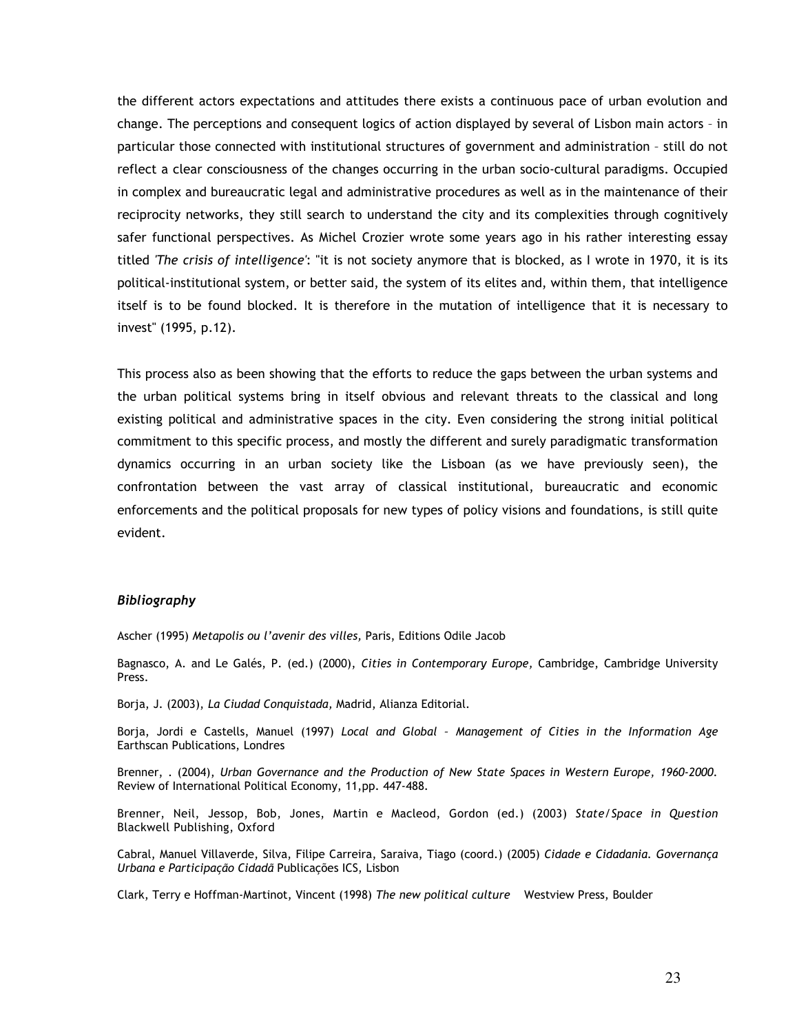the different actors expectations and attitudes there exists a continuous pace of urban evolution and change. The perceptions and consequent logics of action displayed by several of Lisbon main actors – in particular those connected with institutional structures of government and administration – still do not reflect a clear consciousness of the changes occurring in the urban socio-cultural paradigms. Occupied in complex and bureaucratic legal and administrative procedures as well as in the maintenance of their reciprocity networks, they still search to understand the city and its complexities through cognitively safer functional perspectives. As Michel Crozier wrote some years ago in his rather interesting essay titled *'The crisis of intelligence'*: "it is not society anymore that is blocked, as I wrote in 1970, it is its political-institutional system, or better said, the system of its elites and, within them, that intelligence itself is to be found blocked. It is therefore in the mutation of intelligence that it is necessary to invest" (1995, p.12).

This process also as been showing that the efforts to reduce the gaps between the urban systems and the urban political systems bring in itself obvious and relevant threats to the classical and long existing political and administrative spaces in the city. Even considering the strong initial political commitment to this specific process, and mostly the different and surely paradigmatic transformation dynamics occurring in an urban society like the Lisboan (as we have previously seen), the confrontation between the vast array of classical institutional, bureaucratic and economic enforcements and the political proposals for new types of policy visions and foundations, is still quite evident.

### *Bibliography*

Ascher (1995) *Metapolis ou l'avenir des villes,* Paris, Editions Odile Jacob

Bagnasco, A. and Le Galés, P. (ed.) (2000), *Cities in Contemporary Europe,* Cambridge, Cambridge University Press.

Borja, J. (2003), *La Ciudad Conquistada,* Madrid, Alianza Editorial.

Borja, Jordi e Castells, Manuel (1997) *Local and Global – Management of Cities in the Information Age* Earthscan Publications, Londres

Brenner, . (2004), *Urban Governance and the Production of New State Spaces in Western Europe, 1960-2000.* Review of International Political Economy, 11,pp. 447-488.

Brenner, Neil, Jessop, Bob, Jones, Martin e Macleod, Gordon (ed.) (2003) *State/Space in Question* Blackwell Publishing, Oxford

Cabral, Manuel Villaverde, Silva, Filipe Carreira, Saraiva, Tiago (coord.) (2005) *Cidade e Cidadania. Governança Urbana e Participação Cidadã* Publicações ICS, Lisbon

Clark, Terry e Hoffman-Martinot, Vincent (1998) *The new political culture* Westview Press, Boulder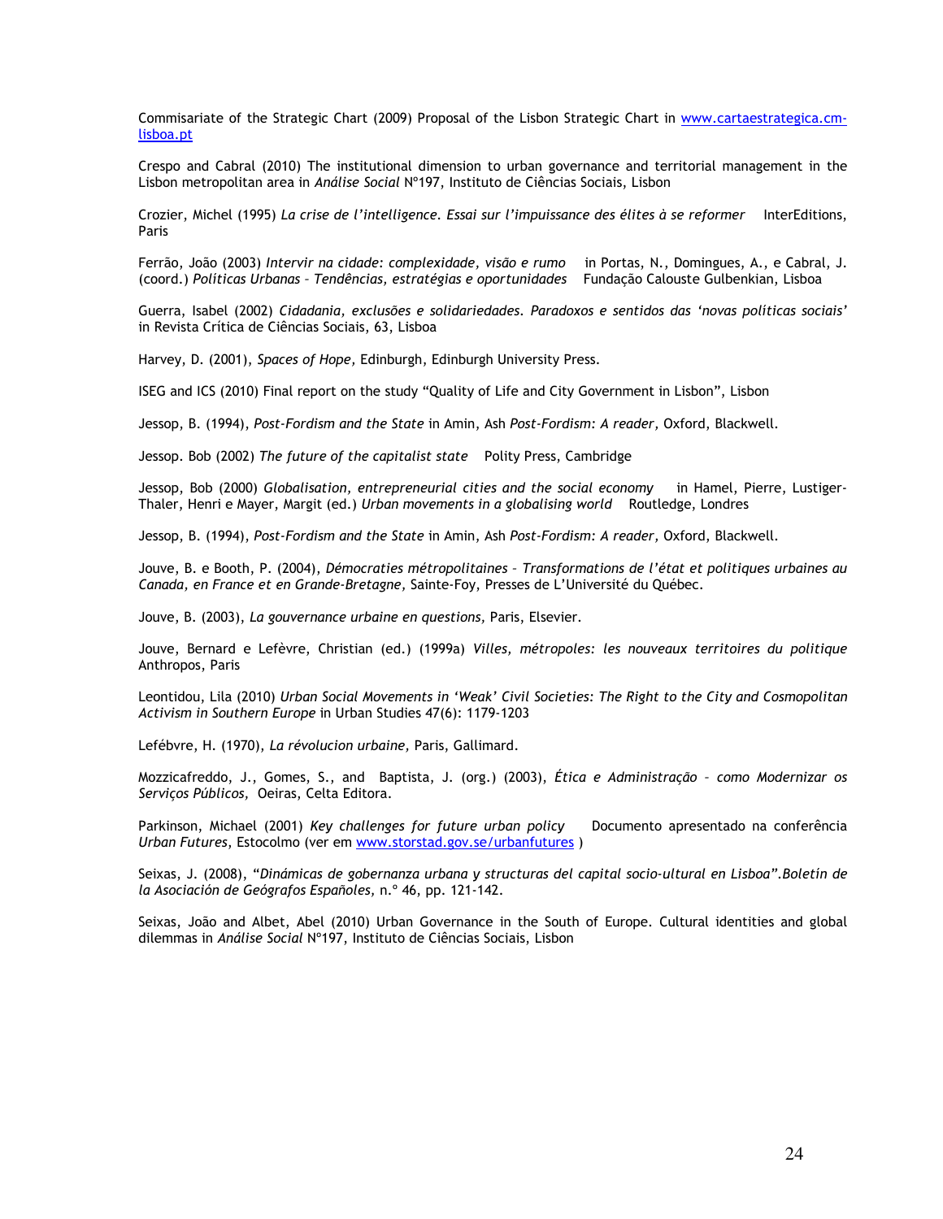Commisariate of the Strategic Chart (2009) Proposal of the Lisbon Strategic Chart in [www.cartaestrategica.cm-lisboa.pt](www.cartaestrategica.cm-lisboa.pt)

Crespo and Cabral (2010) The institutional dimension to urban governance and territorial management in the Lisbon metropolitan area in *Análise Social* Nº197, Instituto de Ciências Sociais, Lisbon

Crozier, Michel (1995) *La crise de l'intelligence. Essai sur l'impuissance des élites à se reformer* InterEditions, Paris

Ferrão, João (2003) *Intervir na cidade: complexidade, visão e rumo* in Portas, N., Domingues, A., e Cabral, J. (coord.) *Políticas Urbanas – Tendências, estratégias e oportunidades* Fundação Calouste Gulbenkian, Lisboa

Guerra, Isabel (2002) *Cidadania, exclusões e solidariedades. Paradoxos e sentidos das 'novas políticas sociais'* in Revista Crítica de Ciências Sociais, 63, Lisboa

Harvey, D. (2001), *Spaces of Hope*, Edinburgh, Edinburgh University Press.

ISEG and ICS (2010) Final report on the study "Quality of Life and City Government in Lisbon", Lisbon

Jessop, B. (1994), *Post-Fordism and the State* in Amin, Ash *Post-Fordism: A reader*, Oxford, Blackwell.

Jessop. Bob (2002) *The future of the capitalist state* Polity Press, Cambridge

Jessop, Bob (2000) *Globalisation, entrepreneurial cities and the social economy* in Hamel, Pierre, Lustiger-Thaler, Henri e Mayer, Margit (ed.) *Urban movements in a globalising world* Routledge, Londres

Jessop, B. (1994), *Post-Fordism and the State* in Amin, Ash *Post-Fordism: A reader*, Oxford, Blackwell.

Jouve, B. e Booth, P. (2004), *Démocraties métropolitaines – Transformations de l'état et politiques urbaines au Canada, en France et en Grande-Bretagne*, Sainte-Foy, Presses de L'Université du Québec.

Jouve, B. (2003), *La gouvernance urbaine en questions*, Paris, Elsevier.

Jouve, Bernard e Lefèvre, Christian (ed.) (1999a) *Villes, métropoles: les nouveaux territoires du politique* Anthropos, Paris

Leontidou, Lila (2010) *Urban Social Movements in 'Weak' Civil Societies: The Right to the City and Cosmopolitan Activism in Southern Europe* in Urban Studies 47(6): 1179-1203

Lefébvre, H. (1970), *La révolucion urbaine*, Paris, Gallimard.

Mozzicafreddo, J., Gomes, S., and Baptista, J. (org.) (2003), *Ética e Administração – como Modernizar os Serviços Públicos*, Oeiras, Celta Editora.

Parkinson, Michael (2001) *Key challenges for future urban policy* Documento apresentado na conferência *Urban Futures*, Estocolmo (ver em [www.storstad.gov.se/urbanfutures](www.storstad.gov.se/urbanfutures) )

Seixas, J. (2008), "*Dinámicas de gobernanza urbana y structuras del capital socio-ultural en Lisboa*".*Boletin de la Asociación de Geógrafos Españoles*, n.º 46, pp. 121-142.

Seixas, João and Albet, Abel (2010) Urban Governance in the South of Europe. Cultural identities and global dilemmas in *Análise Social* Nº197, Instituto de Ciências Sociais, Lisbon